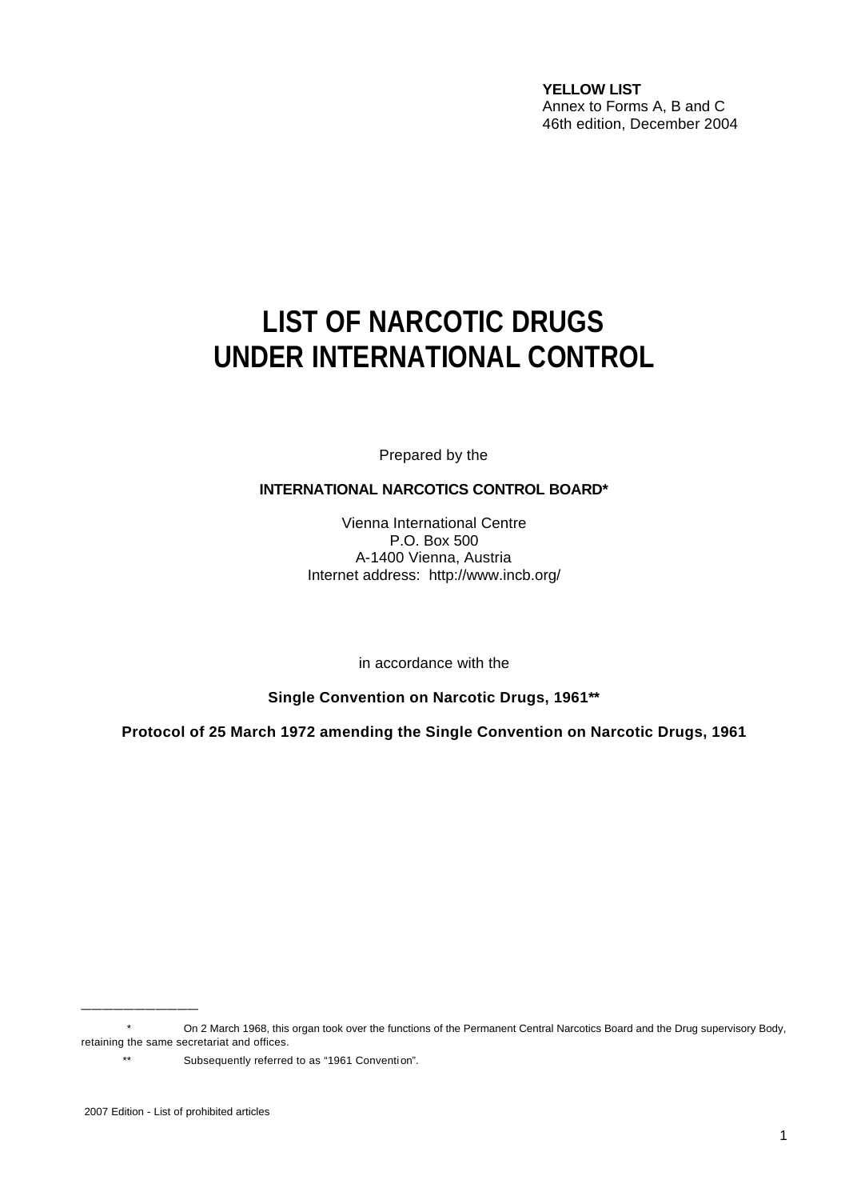**YELLOW LIST**
Annex to Forms A, B and C
46th edition, December 2004

# LIST OF NARCOTIC DRUGS UNDER INTERNATIONAL CONTROL

Prepared by the

**INTERNATIONAL NARCOTICS CONTROL BOARD***

Vienna International Centre
P.O. Box 500
A-1400 Vienna, Austria
Internet address: http://www.incb.org/

in accordance with the

**Single Convention on Narcotic Drugs, 1961****

**Protocol of 25 March 1972 amending the Single Convention on Narcotic Drugs, 1961**

---

\* On 2 March 1968, this organ took over the functions of the Permanent Central Narcotics Board and the Drug supervisory Body, retaining the same secretariat and offices.

\*\* Subsequently referred to as "1961 Convention".

2007 Edition - List of prohibited articles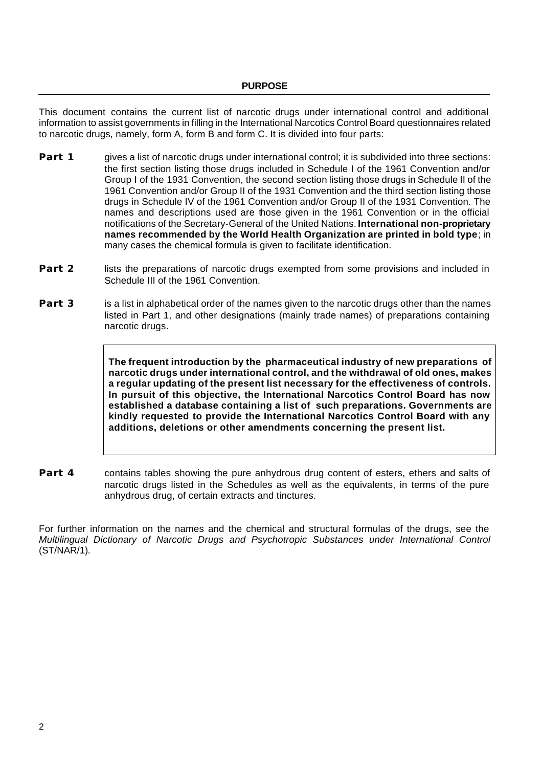## PURPOSE

This document contains the current list of narcotic drugs under international control and additional information to assist governments in filling in the International Narcotics Control Board questionnaires related to narcotic drugs, namely, form A, form B and form C. It is divided into four parts:

**Part 1** gives a list of narcotic drugs under international control; it is subdivided into three sections: the first section listing those drugs included in Schedule I of the 1961 Convention and/or Group I of the 1931 Convention, the second section listing those drugs in Schedule II of the 1961 Convention and/or Group II of the 1931 Convention and the third section listing those drugs in Schedule IV of the 1961 Convention and/or Group II of the 1931 Convention. The names and descriptions used are those given in the 1961 Convention or in the official notifications of the Secretary-General of the United Nations. **International non-proprietary names recommended by the World Health Organization are printed in bold type**; in many cases the chemical formula is given to facilitate identification.

**Part 2** lists the preparations of narcotic drugs exempted from some provisions and included in Schedule III of the 1961 Convention.

**Part 3** is a list in alphabetical order of the names given to the narcotic drugs other than the names listed in Part 1, and other designations (mainly trade names) of preparations containing narcotic drugs.

> **The frequent introduction by the pharmaceutical industry of new preparations of narcotic drugs under international control, and the withdrawal of old ones, makes a regular updating of the present list necessary for the effectiveness of controls. In pursuit of this objective, the International Narcotics Control Board has now established a database containing a list of such preparations. Governments are kindly requested to provide the International Narcotics Control Board with any additions, deletions or other amendments concerning the present list.**

**Part 4** contains tables showing the pure anhydrous drug content of esters, ethers and salts of narcotic drugs listed in the Schedules as well as the equivalents, in terms of the pure anhydrous drug, of certain extracts and tinctures.

For further information on the names and the chemical and structural formulas of the drugs, see the *Multilingual Dictionary of Narcotic Drugs and Psychotropic Substances under International Control* (ST/NAR/1).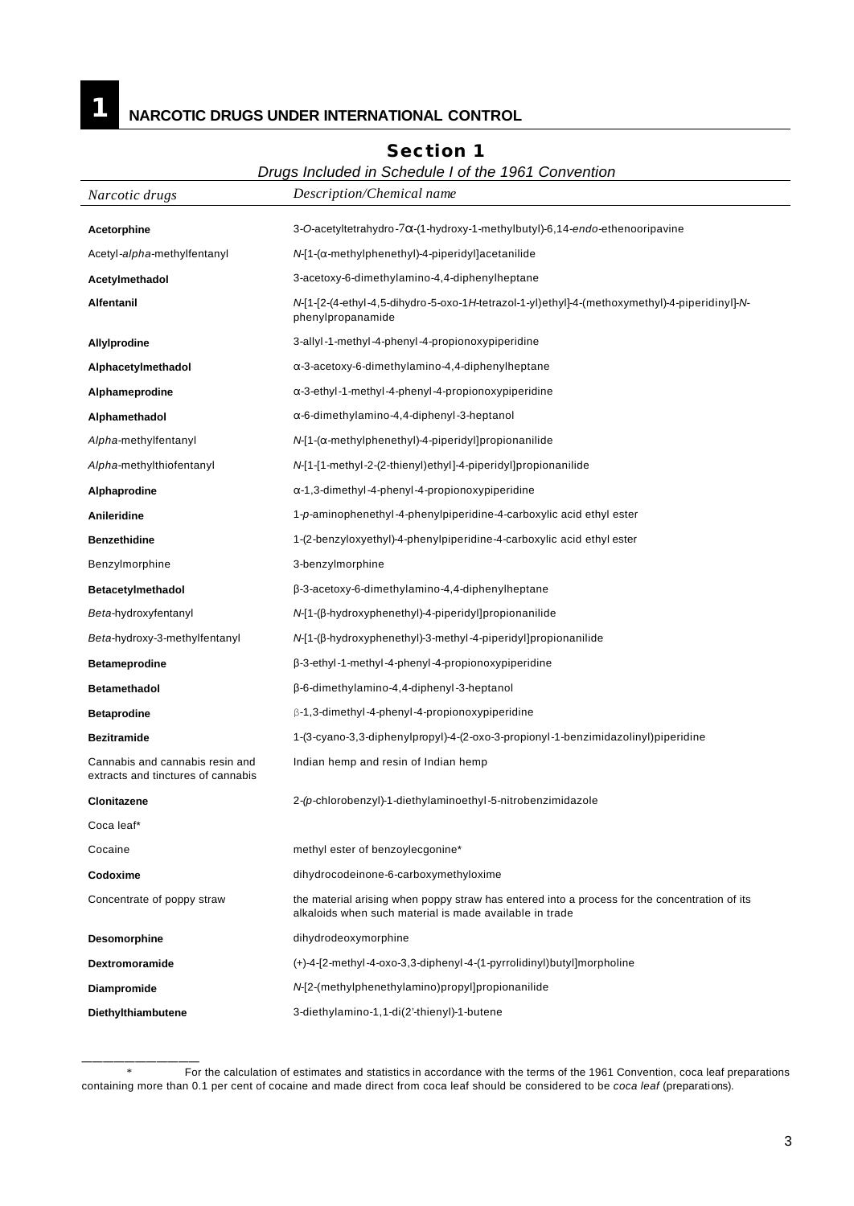# 1 NARCOTIC DRUGS UNDER INTERNATIONAL CONTROL

## Section 1

*Drugs Included in Schedule I of the 1961 Convention*

| *Narcotic drugs* | *Description/Chemical name* |
|---|---|
| **Acetorphine** | 3-*O*-acetyltetrahydro-7α-(1-hydroxy-1-methylbutyl)-6,14-*endo*-ethenooripavine |
| Acetyl-*alpha*-methylfentanyl | *N*-[1-(α-methylphenethyl)-4-piperidyl]acetanilide |
| **Acetylmethadol** | 3-acetoxy-6-dimethylamino-4,4-diphenylheptane |
| **Alfentanil** | *N*-[1-[2-(4-ethyl-4,5-dihydro-5-oxo-1*H*-tetrazol-1-yl)ethyl]-4-(methoxymethyl)-4-piperidinyl]-*N*-phenylpropanamide |
| **Allylprodine** | 3-allyl-1-methyl-4-phenyl-4-propionoxypiperidine |
| **Alphacetylmethadol** | α-3-acetoxy-6-dimethylamino-4,4-diphenylheptane |
| **Alphameprodine** | α-3-ethyl-1-methyl-4-phenyl-4-propionoxypiperidine |
| **Alphamethadol** | α-6-dimethylamino-4,4-diphenyl-3-heptanol |
| *Alpha*-methylfentanyl | *N*-[1-(α-methylphenethyl)-4-piperidyl]propionanilide |
| *Alpha*-methylthiofentanyl | *N*-[1-[1-methyl-2-(2-thienyl)ethyl]-4-piperidyl]propionanilide |
| **Alphaprodine** | α-1,3-dimethyl-4-phenyl-4-propionoxypiperidine |
| **Anileridine** | 1-*p*-aminophenethyl-4-phenylpiperidine-4-carboxylic acid ethyl ester |
| **Benzethidine** | 1-(2-benzyloxyethyl)-4-phenylpiperidine-4-carboxylic acid ethyl ester |
| Benzylmorphine | 3-benzylmorphine |
| **Betacetylmethadol** | β-3-acetoxy-6-dimethylamino-4,4-diphenylheptane |
| *Beta*-hydroxyfentanyl | *N*-[1-(β-hydroxyphenethyl)-4-piperidyl]propionanilide |
| *Beta*-hydroxy-3-methylfentanyl | *N*-[1-(β-hydroxyphenethyl)-3-methyl-4-piperidyl]propionanilide |
| **Betameprodine** | β-3-ethyl-1-methyl-4-phenyl-4-propionoxypiperidine |
| **Betamethadol** | β-6-dimethylamino-4,4-diphenyl-3-heptanol |
| **Betaprodine** | β-1,3-dimethyl-4-phenyl-4-propionoxypiperidine |
| **Bezitramide** | 1-(3-cyano-3,3-diphenylpropyl)-4-(2-oxo-3-propionyl-1-benzimidazolinyl)piperidine |
| Cannabis and cannabis resin and extracts and tinctures of cannabis | Indian hemp and resin of Indian hemp |
| **Clonitazene** | 2-(*p*-chlorobenzyl)-1-diethylaminoethyl-5-nitrobenzimidazole |
| Coca leaf* | |
| Cocaine | methyl ester of benzoylecgonine* |
| **Codoxime** | dihydrocodeinone-6-carboxymethyloxime |
| Concentrate of poppy straw | the material arising when poppy straw has entered into a process for the concentration of its alkaloids when such material is made available in trade |
| **Desomorphine** | dihydrodeoxymorphine |
| **Dextromoramide** | (+)-4-[2-methyl-4-oxo-3,3-diphenyl-4-(1-pyrrolidinyl)butyl]morpholine |
| **Diampromide** | *N*-[2-(methylphenethylamino)propyl]propionanilide |
| **Diethylthiambutene** | 3-diethylamino-1,1-di(2'-thienyl)-1-butene |

\* For the calculation of estimates and statistics in accordance with the terms of the 1961 Convention, coca leaf preparations containing more than 0.1 per cent of cocaine and made direct from coca leaf should be considered to be *coca leaf* (preparations).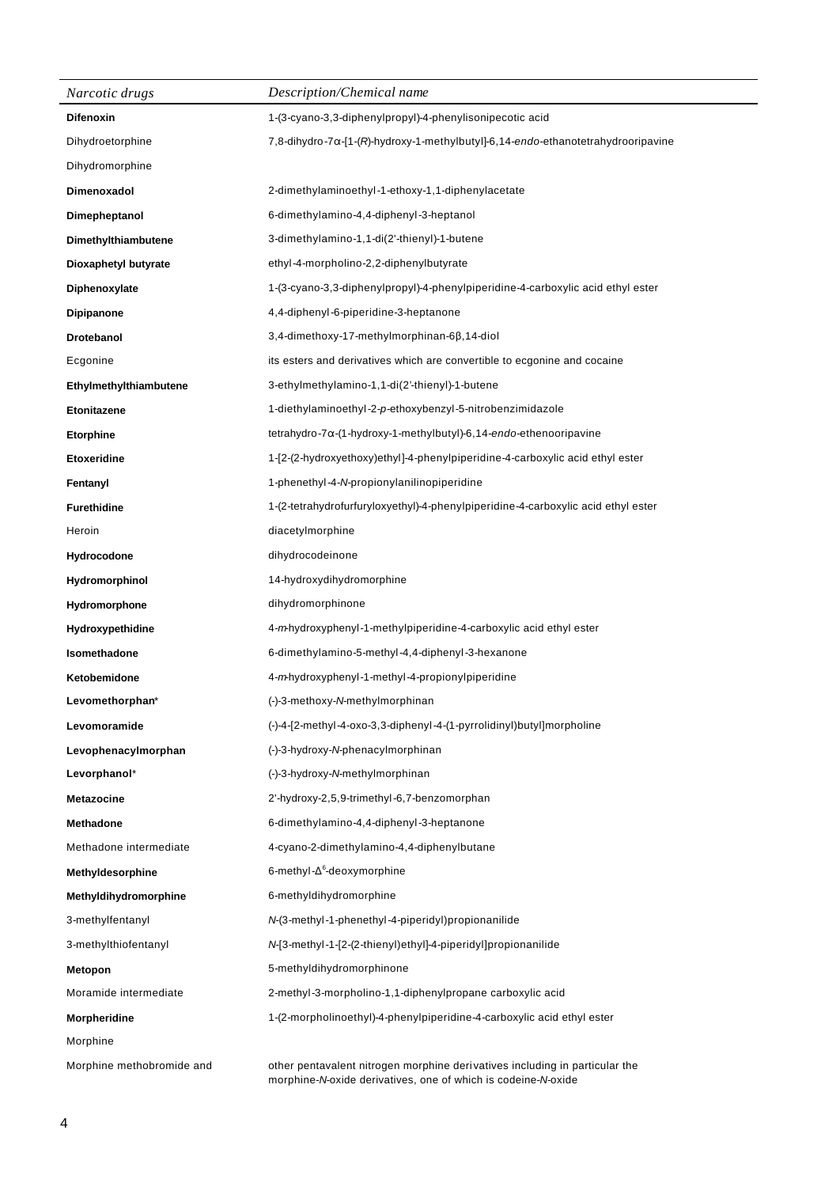| *Narcotic drugs* | *Description/Chemical name* |
|---|---|
| **Difenoxin** | 1-(3-cyano-3,3-diphenylpropyl)-4-phenylisonipecotic acid |
| Dihydroetorphine | 7,8-dihydro-7α-[1-(*R*)-hydroxy-1-methylbutyl]-6,14-*endo*-ethanotetrahydrooripavine |
| Dihydromorphine | |
| **Dimenoxadol** | 2-dimethylaminoethyl-1-ethoxy-1,1-diphenylacetate |
| **Dimepheptanol** | 6-dimethylamino-4,4-diphenyl-3-heptanol |
| **Dimethylthiambutene** | 3-dimethylamino-1,1-di(2'-thienyl)-1-butene |
| **Dioxaphetyl butyrate** | ethyl-4-morpholino-2,2-diphenylbutyrate |
| **Diphenoxylate** | 1-(3-cyano-3,3-diphenylpropyl)-4-phenylpiperidine-4-carboxylic acid ethyl ester |
| **Dipipanone** | 4,4-diphenyl-6-piperidine-3-heptanone |
| **Drotebanol** | 3,4-dimethoxy-17-methylmorphinan-6β,14-diol |
| Ecgonine | its esters and derivatives which are convertible to ecgonine and cocaine |
| **Ethylmethylthiambutene** | 3-ethylmethylamino-1,1-di(2'-thienyl)-1-butene |
| **Etonitazene** | 1-diethylaminoethyl-2-*p*-ethoxybenzyl-5-nitrobenzimidazole |
| **Etorphine** | tetrahydro-7α-(1-hydroxy-1-methylbutyl)-6,14-*endo*-ethenooripavine |
| **Etoxeridine** | 1-[2-(2-hydroxyethoxy)ethyl]-4-phenylpiperidine-4-carboxylic acid ethyl ester |
| **Fentanyl** | 1-phenethyl-4-*N*-propionylanilinopiperidine |
| **Furethidine** | 1-(2-tetrahydrofurfuryloxyethyl)-4-phenylpiperidine-4-carboxylic acid ethyl ester |
| Heroin | diacetylmorphine |
| **Hydrocodone** | dihydrocodeinone |
| **Hydromorphinol** | 14-hydroxydihydromorphine |
| **Hydromorphone** | dihydromorphinone |
| **Hydroxypethidine** | 4-*m*-hydroxyphenyl-1-methylpiperidine-4-carboxylic acid ethyl ester |
| **Isomethadone** | 6-dimethylamino-5-methyl-4,4-diphenyl-3-hexanone |
| **Ketobemidone** | 4-*m*-hydroxyphenyl-1-methyl-4-propionylpiperidine |
| **Levomethorphan*** | (-)-3-methoxy-*N*-methylmorphinan |
| **Levomoramide** | (-)-4-[2-methyl-4-oxo-3,3-diphenyl-4-(1-pyrrolidinyl)butyl]morpholine |
| **Levophenacylmorphan** | (-)-3-hydroxy-*N*-phenacylmorphinan |
| **Levorphanol*** | (-)-3-hydroxy-*N*-methylmorphinan |
| **Metazocine** | 2'-hydroxy-2,5,9-trimethyl-6,7-benzomorphan |
| **Methadone** | 6-dimethylamino-4,4-diphenyl-3-heptanone |
| Methadone intermediate | 4-cyano-2-dimethylamino-4,4-diphenylbutane |
| **Methyldesorphine** | 6-methyl-$\Delta^6$-deoxymorphine |
| **Methyldihydromorphine** | 6-methyldihydromorphine |
| 3-methylfentanyl | *N*-(3-methyl-1-phenethyl-4-piperidyl)propionanilide |
| 3-methylthiofentanyl | *N*-[3-methyl-1-[2-(2-thienyl)ethyl]-4-piperidyl]propionanilide |
| **Metopon** | 5-methyldihydromorphinone |
| Moramide intermediate | 2-methyl-3-morpholino-1,1-diphenylpropane carboxylic acid |
| **Morpheridine** | 1-(2-morpholinoethyl)-4-phenylpiperidine-4-carboxylic acid ethyl ester |
| Morphine | |
| Morphine methobromide and | other pentavalent nitrogen morphine derivatives including in particular the morphine-*N*-oxide derivatives, one of which is codeine-*N*-oxide |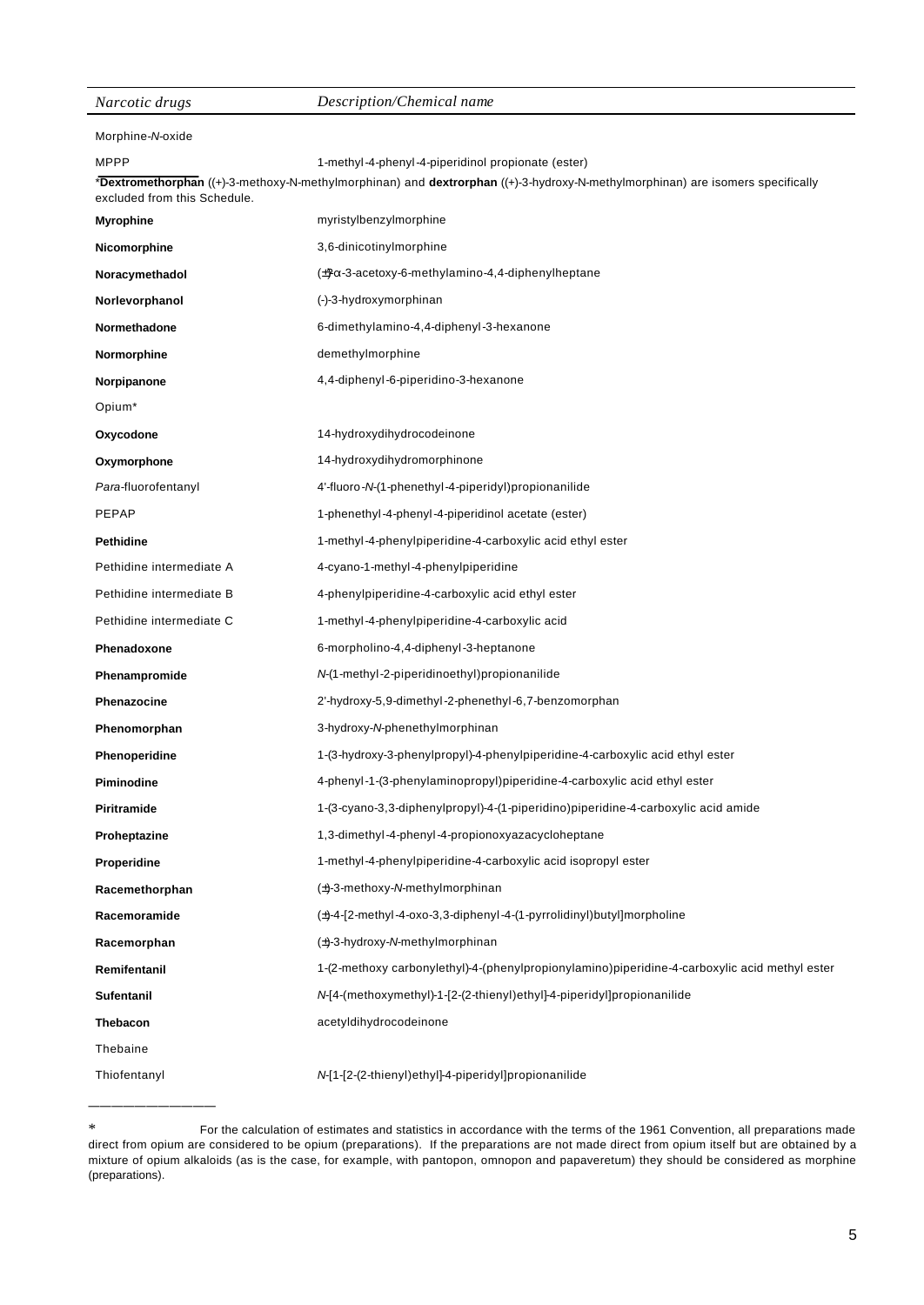| *Narcotic drugs* | *Description/Chemical name* |
|---|---|
| Morphine-*N*-oxide | |
| MPPP | 1-methyl-4-phenyl-4-piperidinol propionate (ester) |
| *Dextromethorphan ((+)-3-methoxy-N-methylmorphinan) and **dextrorphan** ((+)-3-hydroxy-N-methylmorphinan) are isomers specifically excluded from this Schedule. | |
| **Myrophine** | myristylbenzylmorphine |
| **Nicomorphine** | 3,6-dinicotinylmorphine |
| **Noracymethadol** | (±)-α-3-acetoxy-6-methylamino-4,4-diphenylheptane |
| **Norlevorphanol** | (-)-3-hydroxymorphinan |
| **Normethadone** | 6-dimethylamino-4,4-diphenyl-3-hexanone |
| **Normorphine** | demethylmorphine |
| **Norpipanone** | 4,4-diphenyl-6-piperidino-3-hexanone |
| Opium* | |
| **Oxycodone** | 14-hydroxydihydrocodeinone |
| **Oxymorphone** | 14-hydroxydihydromorphinone |
| *Para*-fluorofentanyl | 4'-fluoro-*N*-(1-phenethyl-4-piperidyl)propionanilide |
| PEPAP | 1-phenethyl-4-phenyl-4-piperidinol acetate (ester) |
| **Pethidine** | 1-methyl-4-phenylpiperidine-4-carboxylic acid ethyl ester |
| Pethidine intermediate A | 4-cyano-1-methyl-4-phenylpiperidine |
| Pethidine intermediate B | 4-phenylpiperidine-4-carboxylic acid ethyl ester |
| Pethidine intermediate C | 1-methyl-4-phenylpiperidine-4-carboxylic acid |
| **Phenadoxone** | 6-morpholino-4,4-diphenyl-3-heptanone |
| **Phenampromide** | *N*-(1-methyl-2-piperidinoethyl)propionanilide |
| **Phenazocine** | 2'-hydroxy-5,9-dimethyl-2-phenethyl-6,7-benzomorphan |
| **Phenomorphan** | 3-hydroxy-*N*-phenethylmorphinan |
| **Phenoperidine** | 1-(3-hydroxy-3-phenylpropyl)-4-phenylpiperidine-4-carboxylic acid ethyl ester |
| **Piminodine** | 4-phenyl-1-(3-phenylaminopropyl)piperidine-4-carboxylic acid ethyl ester |
| **Piritramide** | 1-(3-cyano-3,3-diphenylpropyl)-4-(1-piperidino)piperidine-4-carboxylic acid amide |
| **Proheptazine** | 1,3-dimethyl-4-phenyl-4-propionoxyazacycloheptane |
| **Properidine** | 1-methyl-4-phenylpiperidine-4-carboxylic acid isopropyl ester |
| **Racemethorphan** | (±)-3-methoxy-*N*-methylmorphinan |
| **Racemoramide** | (±)-4-[2-methyl-4-oxo-3,3-diphenyl-4-(1-pyrrolidinyl)butyl]morpholine |
| **Racemorphan** | (±)-3-hydroxy-*N*-methylmorphinan |
| **Remifentanil** | 1-(2-methoxy carbonylethyl)-4-(phenylpropionylamino)piperidine-4-carboxylic acid methyl ester |
| **Sufentanil** | *N*-[4-(methoxymethyl)-1-[2-(2-thienyl)ethyl]-4-piperidyl]propionanilide |
| **Thebacon** | acetyldihydrocodeinone |
| Thebaine | |
| Thiofentanyl | *N*-[1-[2-(2-thienyl)ethyl]-4-piperidyl]propionanilide |

---

\* For the calculation of estimates and statistics in accordance with the terms of the 1961 Convention, all preparations made direct from opium are considered to be opium (preparations). If the preparations are not made direct from opium itself but are obtained by a mixture of opium alkaloids (as is the case, for example, with pantopon, omnopon and papaveretum) they should be considered as morphine (preparations).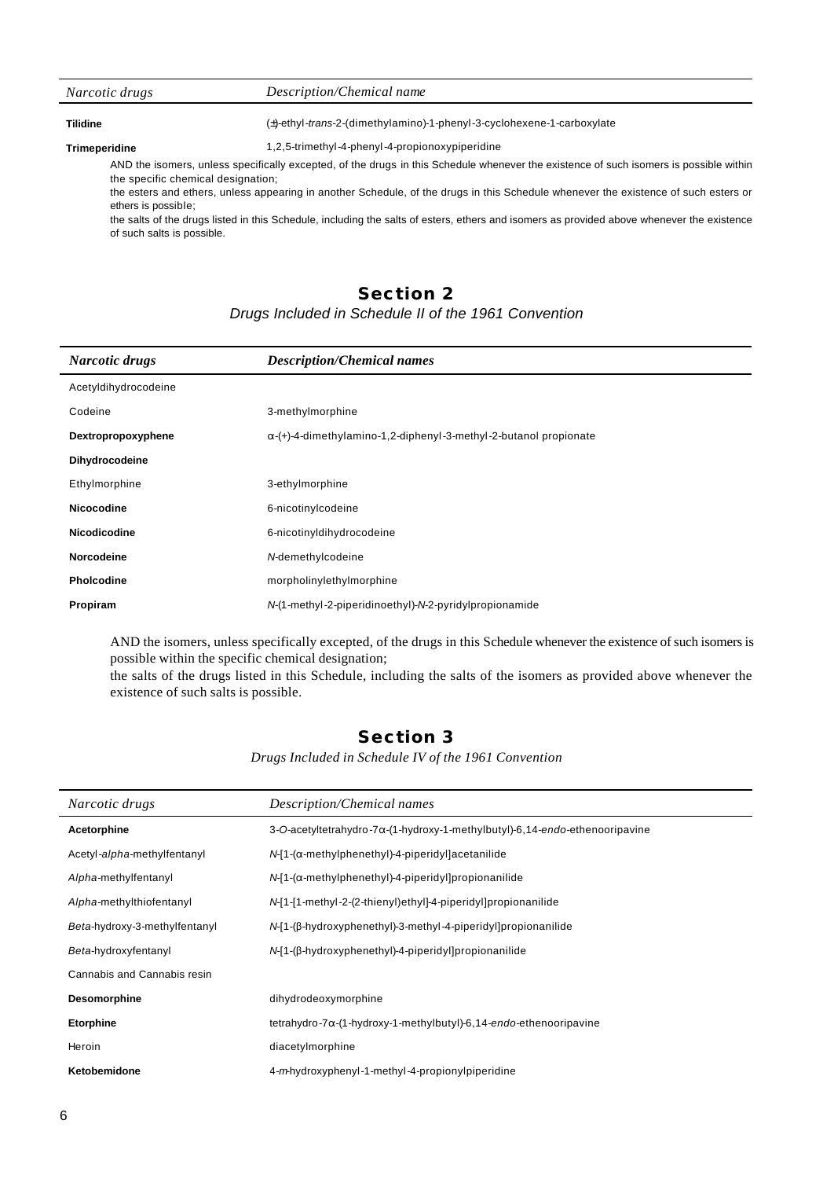| *Narcotic drugs* | *Description/Chemical name* |
|---|---|
| **Tilidine** | (±)-ethyl-*trans*-2-(dimethylamino)-1-phenyl-3-cyclohexene-1-carboxylate |
| **Trimeperidine** | 1,2,5-trimethyl-4-phenyl-4-propionoxypiperidine |

AND the isomers, unless specifically excepted, of the drugs in this Schedule whenever the existence of such isomers is possible within the specific chemical designation;

the esters and ethers, unless appearing in another Schedule, of the drugs in this Schedule whenever the existence of such esters or ethers is possible;

the salts of the drugs listed in this Schedule, including the salts of esters, ethers and isomers as provided above whenever the existence of such salts is possible.

## Section 2

*Drugs Included in Schedule II of the 1961 Convention*

| *Narcotic drugs* | *Description/Chemical names* |
|---|---|
| Acetyldihydrocodeine | |
| Codeine | 3-methylmorphine |
| **Dextropropoxyphene** | α-(+)-4-dimethylamino-1,2-diphenyl-3-methyl-2-butanol propionate |
| **Dihydrocodeine** | |
| Ethylmorphine | 3-ethylmorphine |
| **Nicocodine** | 6-nicotinylcodeine |
| **Nicodicodine** | 6-nicotinyldihydrocodeine |
| **Norcodeine** | *N*-demethylcodeine |
| **Pholcodine** | morpholinylethylmorphine |
| **Propiram** | *N*-(1-methyl-2-piperidinoethyl)-*N*-2-pyridylpropionamide |

AND the isomers, unless specifically excepted, of the drugs in this Schedule whenever the existence of such isomers is possible within the specific chemical designation;

the salts of the drugs listed in this Schedule, including the salts of the isomers as provided above whenever the existence of such salts is possible.

## Section 3

*Drugs Included in Schedule IV of the 1961 Convention*

| *Narcotic drugs* | *Description/Chemical names* |
|---|---|
| **Acetorphine** | 3-*O*-acetyltetrahydro-7α-(1-hydroxy-1-methylbutyl)-6,14-*endo*-ethenooripavine |
| Acetyl-*alpha*-methylfentanyl | *N*-[1-(α-methylphenethyl)-4-piperidyl]acetanilide |
| *Alpha*-methylfentanyl | *N*-[1-(α-methylphenethyl)-4-piperidyl]propionanilide |
| *Alpha*-methylthiofentanyl | *N*-[1-[1-methyl-2-(2-thienyl)ethyl]-4-piperidyl]propionanilide |
| *Beta*-hydroxy-3-methylfentanyl | *N*-[1-(β-hydroxyphenethyl)-3-methyl-4-piperidyl]propionanilide |
| *Beta*-hydroxyfentanyl | *N*-[1-(β-hydroxyphenethyl)-4-piperidyl]propionanilide |
| Cannabis and Cannabis resin | |
| **Desomorphine** | dihydrodeoxymorphine |
| **Etorphine** | tetrahydro-7α-(1-hydroxy-1-methylbutyl)-6,14-*endo*-ethenooripavine |
| Heroin | diacetylmorphine |
| **Ketobemidone** | 4-*m*-hydroxyphenyl-1-methyl-4-propionylpiperidine |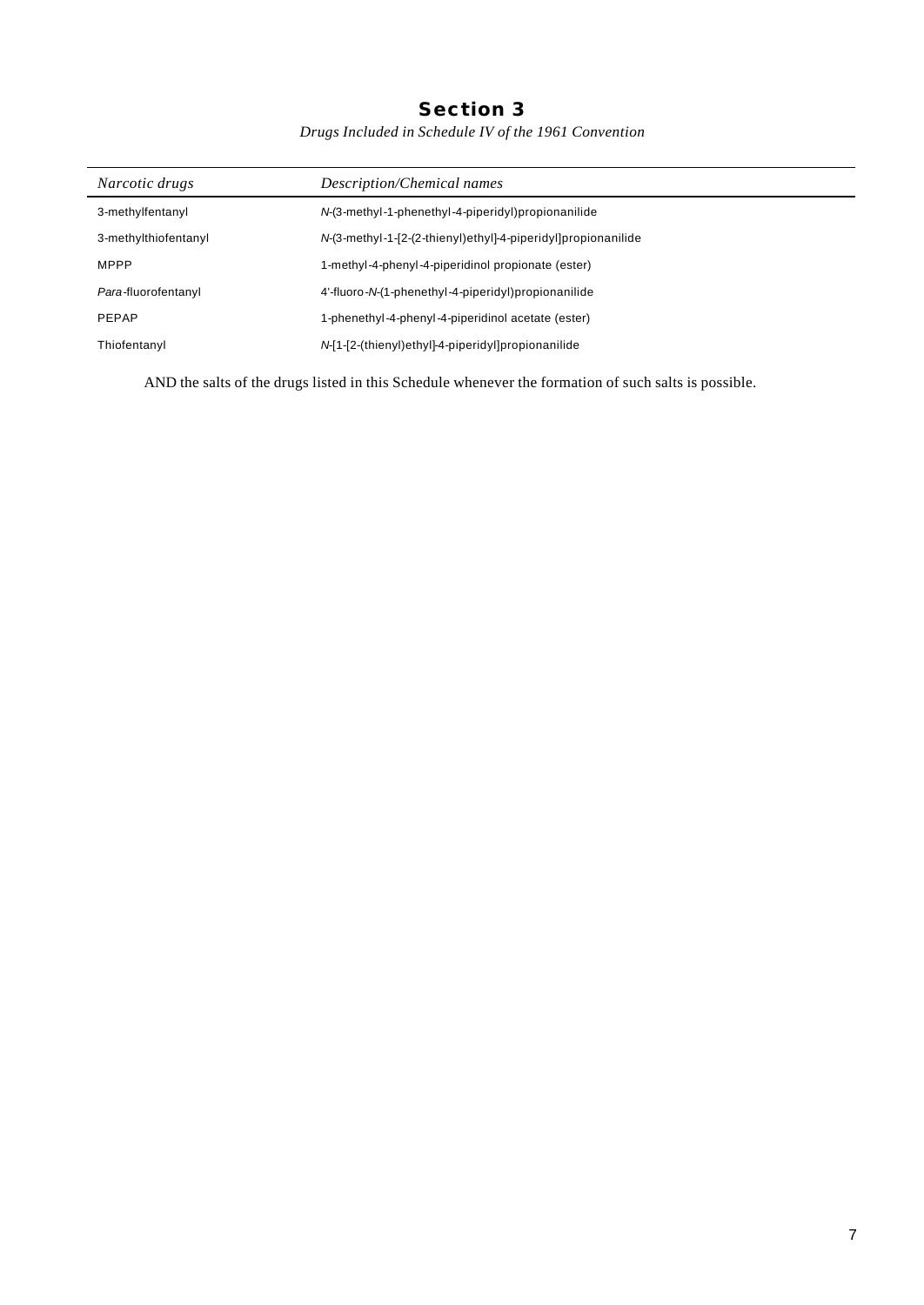## Section 3

*Drugs Included in Schedule IV of the 1961 Convention*

| *Narcotic drugs* | *Description/Chemical names* |
|---|---|
| 3-methylfentanyl | *N*-(3-methyl-1-phenethyl-4-piperidyl)propionanilide |
| 3-methylthiofentanyl | *N*-(3-methyl-1-[2-(2-thienyl)ethyl]-4-piperidyl]propionanilide |
| MPPP | 1-methyl-4-phenyl-4-piperidinol propionate (ester) |
| *Para*-fluorofentanyl | 4'-fluoro-*N*-(1-phenethyl-4-piperidyl)propionanilide |
| PEPAP | 1-phenethyl-4-phenyl-4-piperidinol acetate (ester) |
| Thiofentanyl | *N*-[1-[2-(thienyl)ethyl]-4-piperidyl]propionanilide |

AND the salts of the drugs listed in this Schedule whenever the formation of such salts is possible.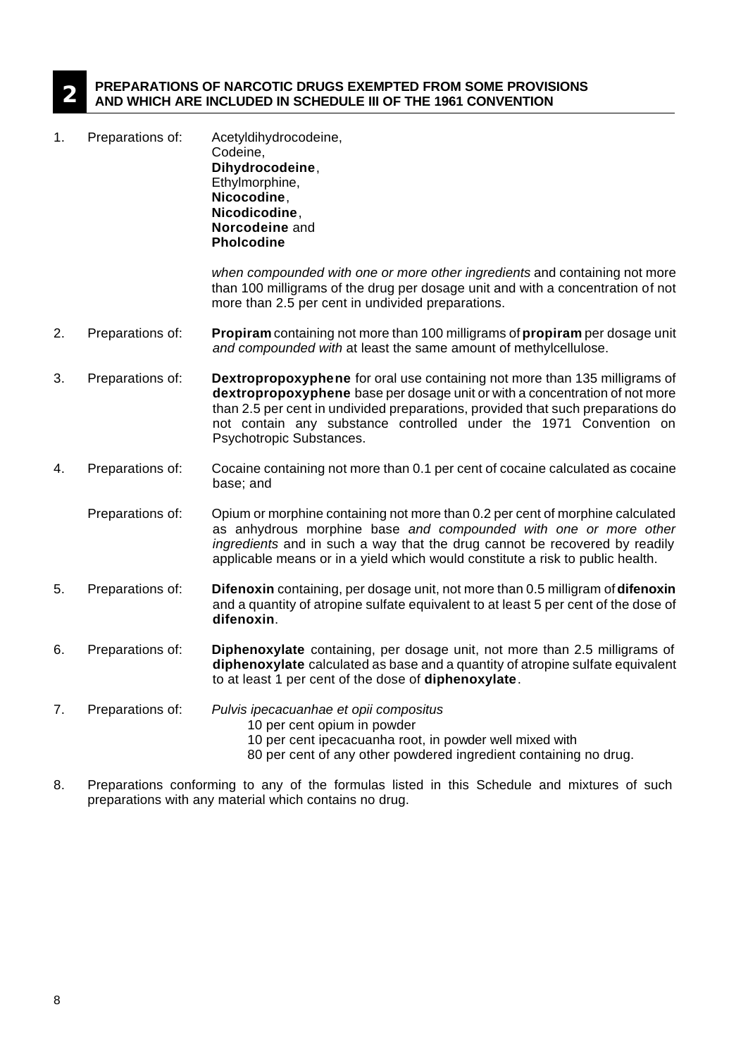## 2 PREPARATIONS OF NARCOTIC DRUGS EXEMPTED FROM SOME PROVISIONS AND WHICH ARE INCLUDED IN SCHEDULE III OF THE 1961 CONVENTION

1. Preparations of: Acetyldihydrocodeine,
   Codeine,
   **Dihydrocodeine**,
   Ethylmorphine,
   **Nicocodine**,
   **Nicodicodine**,
   **Norcodeine** and
   **Pholcodine**

   *when compounded with one or more other ingredients* and containing not more than 100 milligrams of the drug per dosage unit and with a concentration of not more than 2.5 per cent in undivided preparations.

2. Preparations of: **Propiram** containing not more than 100 milligrams of **propiram** per dosage unit *and compounded with* at least the same amount of methylcellulose.

3. Preparations of: **Dextropropoxyphene** for oral use containing not more than 135 milligrams of **dextropropoxyphene** base per dosage unit or with a concentration of not more than 2.5 per cent in undivided preparations, provided that such preparations do not contain any substance controlled under the 1971 Convention on Psychotropic Substances.

4. Preparations of: Cocaine containing not more than 0.1 per cent of cocaine calculated as cocaine base; and

   Preparations of: Opium or morphine containing not more than 0.2 per cent of morphine calculated as anhydrous morphine base *and compounded with one or more other ingredients* and in such a way that the drug cannot be recovered by readily applicable means or in a yield which would constitute a risk to public health.

5. Preparations of: **Difenoxin** containing, per dosage unit, not more than 0.5 milligram of **difenoxin** and a quantity of atropine sulfate equivalent to at least 5 per cent of the dose of **difenoxin**.

6. Preparations of: **Diphenoxylate** containing, per dosage unit, not more than 2.5 milligrams of **diphenoxylate** calculated as base and a quantity of atropine sulfate equivalent to at least 1 per cent of the dose of **diphenoxylate**.

7. Preparations of: *Pulvis ipecacuanhae et opii compositus*
   - 10 per cent opium in powder
   - 10 per cent ipecacuanha root, in powder well mixed with
   - 80 per cent of any other powdered ingredient containing no drug.

8. Preparations conforming to any of the formulas listed in this Schedule and mixtures of such preparations with any material which contains no drug.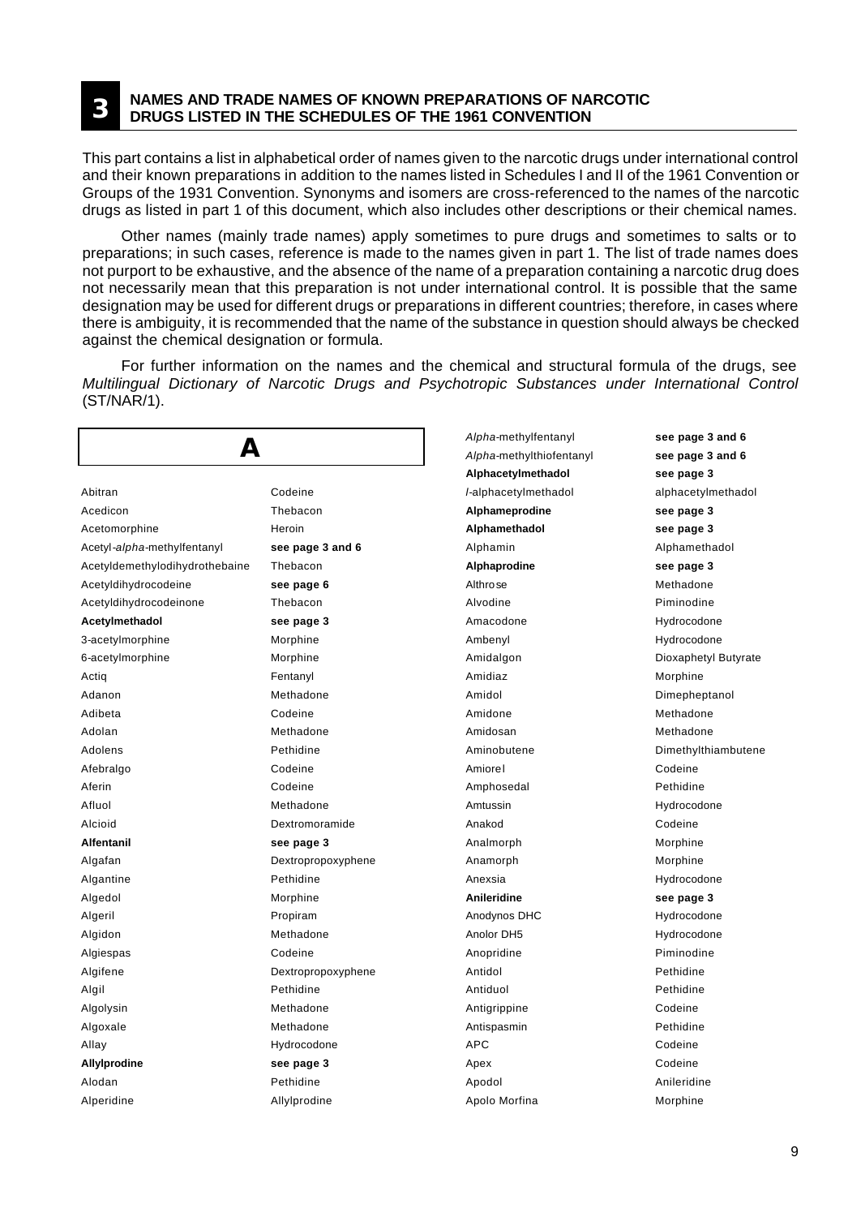# 3 NAMES AND TRADE NAMES OF KNOWN PREPARATIONS OF NARCOTIC DRUGS LISTED IN THE SCHEDULES OF THE 1961 CONVENTION

This part contains a list in alphabetical order of names given to the narcotic drugs under international control and their known preparations in addition to the names listed in Schedules I and II of the 1961 Convention or Groups of the 1931 Convention. Synonyms and isomers are cross-referenced to the names of the narcotic drugs as listed in part 1 of this document, which also includes other descriptions or their chemical names.

Other names (mainly trade names) apply sometimes to pure drugs and sometimes to salts or to preparations; in such cases, reference is made to the names given in part 1. The list of trade names does not purport to be exhaustive, and the absence of the name of a preparation containing a narcotic drug does not necessarily mean that this preparation is not under international control. It is possible that the same designation may be used for different drugs or preparations in different countries; therefore, in cases where there is ambiguity, it is recommended that the name of the substance in question should always be checked against the chemical designation or formula.

For further information on the names and the chemical and structural formula of the drugs, see *Multilingual Dictionary of Narcotic Drugs and Psychotropic Substances under International Control* (ST/NAR/1).

## A

| Name | Reference |
|---|---|
| Abitran | Codeine |
| Acedicon | Thebacon |
| Acetomorphine | Heroin |
| Acetyl-*alpha*-methylfentanyl | **see page 3 and 6** |
| Acetyldemethylodihydrothebaine | Thebacon |
| Acetyldihydrocodeine | **see page 6** |
| Acetyldihydrocodeinone | Thebacon |
| **Acetylmethadol** | **see page 3** |
| 3-acetylmorphine | Morphine |
| 6-acetylmorphine | Morphine |
| Actiq | Fentanyl |
| Adanon | Methadone |
| Adibeta | Codeine |
| Adolan | Methadone |
| Adolens | Pethidine |
| Afebralgo | Codeine |
| Aferin | Codeine |
| Afluol | Methadone |
| Alcioid | Dextromoramide |
| **Alfentanil** | **see page 3** |
| Algafan | Dextropropoxyphene |
| Algantine | Pethidine |
| Algedol | Morphine |
| Algeril | Propiram |
| Algidon | Methadone |
| Algiespas | Codeine |
| Algifene | Dextropropoxyphene |
| Algil | Pethidine |
| Algolysin | Methadone |
| Algoxale | Methadone |
| Allay | Hydrocodone |
| **Allylprodine** | **see page 3** |
| Alodan | Pethidine |
| Alperidine | Allylprodine |
| *Alpha*-methylfentanyl | **see page 3 and 6** |
| *Alpha*-methylthiofentanyl | **see page 3 and 6** |
| **Alphacetylmethadol** | **see page 3** |
| *l*-alphacetylmethadol | alphacetylmethadol |
| **Alphameprodine** | **see page 3** |
| **Alphamethadol** | **see page 3** |
| Alphamin | Alphamethadol |
| **Alphaprodine** | **see page 3** |
| Althrose | Methadone |
| Alvodine | Piminodine |
| Amacodone | Hydrocodone |
| Ambenyl | Hydrocodone |
| Amidalgon | Dioxaphetyl Butyrate |
| Amidiaz | Morphine |
| Amidol | Dimepheptanol |
| Amidone | Methadone |
| Amidosan | Methadone |
| Aminobutene | Dimethylthiambutene |
| Amiorel | Codeine |
| Amphosedal | Pethidine |
| Amtussin | Hydrocodone |
| Anakod | Codeine |
| Analmorph | Morphine |
| Anamorph | Morphine |
| Anexsia | Hydrocodone |
| **Anileridine** | **see page 3** |
| Anodynos DHC | Hydrocodone |
| Anolor DH5 | Hydrocodone |
| Anopridine | Piminodine |
| Antidol | Pethidine |
| Antiduol | Pethidine |
| Antigrippine | Codeine |
| Antispasmin | Pethidine |
| APC | Codeine |
| Apex | Codeine |
| Apodol | Anileridine |
| Apolo Morfina | Morphine |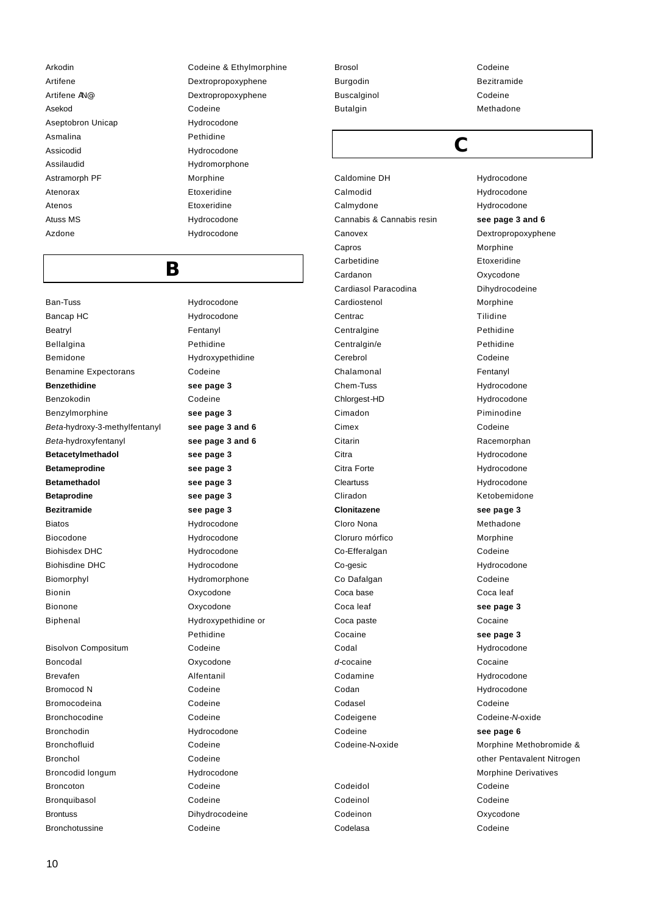| | |
|---|---|
| Arkodin | Codeine & Ethylmorphine |
| Artifene | Dextropropoxyphene |
| Artifene ÆN@ | Dextropropoxyphene |
| Asekod | Codeine |
| Aseptobron Unicap | Hydrocodone |
| Asmalina | Pethidine |
| Assicodid | Hydrocodone |
| Assilaudid | Hydromorphone |
| Astramorph PF | Morphine |
| Atenorax | Etoxeridine |
| Atenos | Etoxeridine |
| Atuss MS | Hydrocodone |
| Azdone | Hydrocodone |

## B

| | |
|---|---|
| Ban-Tuss | Hydrocodone |
| Bancap HC | Hydrocodone |
| Beatryl | Fentanyl |
| Bellalgina | Pethidine |
| Bemidone | Hydroxypethidine |
| Benamine Expectorans | Codeine |
| **Benzethidine** | **see page 3** |
| Benzokodin | Codeine |
| Benzylmorphine | **see page 3** |
| *Beta*-hydroxy-3-methylfentanyl | **see page 3 and 6** |
| *Beta*-hydroxyfentanyl | **see page 3 and 6** |
| **Betacetylmethadol** | **see page 3** |
| **Betameprodine** | **see page 3** |
| **Betamethadol** | **see page 3** |
| **Betaprodine** | **see page 3** |
| **Bezitramide** | **see page 3** |
| Biatos | Hydrocodone |
| Biocodone | Hydrocodone |
| Biohisdex DHC | Hydrocodone |
| Biohisdine DHC | Hydrocodone |
| Biomorphyl | Hydromorphone |
| Bionin | Oxycodone |
| Bionone | Oxycodone |
| Biphenal | Hydroxypethidine or Pethidine |
| Bisolvon Compositum | Codeine |
| Boncodal | Oxycodone |
| Brevafen | Alfentanil |
| Bromocod N | Codeine |
| Bromocodeina | Codeine |
| Bronchocodine | Codeine |
| Bronchodin | Hydrocodone |
| Bronchofluid | Codeine |
| Bronchol | Codeine |
| Broncodid longum | Hydrocodone |
| Broncoton | Codeine |
| Bronquibasol | Codeine |
| Brontuss | Dihydrocodeine |
| Bronchotussine | Codeine |
| Brosol | Codeine |
| Burgodin | Bezitramide |
| Buscalginol | Codeine |
| Butalgin | Methadone |

## C

| | |
|---|---|
| Caldomine DH | Hydrocodone |
| Calmodid | Hydrocodone |
| Calmydone | Hydrocodone |
| Cannabis & Cannabis resin | **see page 3 and 6** |
| Canovex | Dextropropoxyphene |
| Capros | Morphine |
| Carbetidine | Etoxeridine |
| Cardanon | Oxycodone |
| Cardiasol Paracodina | Dihydrocodeine |
| Cardiostenol | Morphine |
| Centrac | Tilidine |
| Centralgine | Pethidine |
| Centralgin/e | Pethidine |
| Cerebrol | Codeine |
| Chalamonal | Fentanyl |
| Chem-Tuss | Hydrocodone |
| Chlorgest-HD | Hydrocodone |
| Cimadon | Piminodine |
| Cimex | Codeine |
| Citarin | Racemorphan |
| Citra | Hydrocodone |
| Citra Forte | Hydrocodone |
| Cleartuss | Hydrocodone |
| Cliradon | Ketobemidone |
| **Clonitazene** | **see page 3** |
| Cloro Nona | Methadone |
| Cloruro mórfico | Morphine |
| Co-Efferalgan | Codeine |
| Co-gesic | Hydrocodone |
| Co Dafalgan | Codeine |
| Coca base | Coca leaf |
| Coca leaf | **see page 3** |
| Coca paste | Cocaine |
| Cocaine | **see page 3** |
| Codal | Hydrocodone |
| *d*-cocaine | Cocaine |
| Codamine | Hydrocodone |
| Codan | Hydrocodone |
| Codasel | Codeine |
| Codeigene | Codeine-*N*-oxide |
| Codeine | **see page 6** |
| Codeine-N-oxide | Morphine Methobromide & other Pentavalent Nitrogen Morphine Derivatives |
| Codeidol | Codeine |
| Codeinol | Codeine |
| Codeinon | Oxycodone |
| Codelasa | Codeine |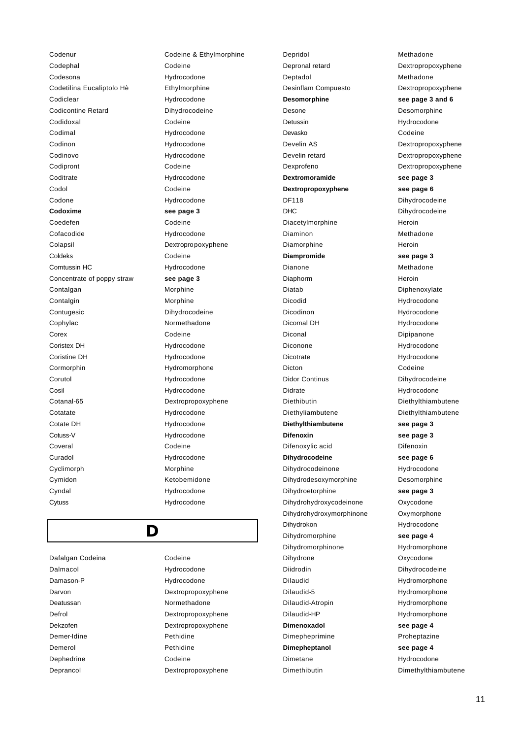| | |
|---|---|
| Codenur | Codeine & Ethylmorphine |
| Codephal | Codeine |
| Codesona | Hydrocodone |
| Codetilina Eucaliptolo Hè | Ethylmorphine |
| Codiclear | Hydrocodone |
| Codicontine Retard | Dihydrocodeine |
| Codidoxal | Codeine |
| Codimal | Hydrocodone |
| Codinon | Hydrocodone |
| Codinovo | Hydrocodone |
| Codipront | Codeine |
| Coditrate | Hydrocodone |
| Codol | Codeine |
| Codone | Hydrocodone |
| **Codoxime** | **see page 3** |
| Coedefen | Codeine |
| Cofacodide | Hydrocodone |
| Colapsil | Dextropropoxyphene |
| Coldeks | Codeine |
| Comtussin HC | Hydrocodone |
| Concentrate of poppy straw | **see page 3** |
| Contalgan | Morphine |
| Contalgin | Morphine |
| Contugesic | Dihydrocodeine |
| Cophylac | Normethadone |
| Corex | Codeine |
| Coristex DH | Hydrocodone |
| Coristine DH | Hydrocodone |
| Cormorphin | Hydromorphone |
| Corutol | Hydrocodone |
| Cosil | Hydrocodone |
| Cotanal-65 | Dextropropoxyphene |
| Cotatate | Hydrocodone |
| Cotate DH | Hydrocodone |
| Cotuss-V | Hydrocodone |
| Coveral | Codeine |
| Curadol | Hydrocodone |
| Cyclimorph | Morphine |
| Cymidon | Ketobemidone |
| Cyndal | Hydrocodone |
| Cytuss | Hydrocodone |

# D

| | |
|---|---|
| Dafalgan Codeina | Codeine |
| Dalmacol | Hydrocodone |
| Damason-P | Hydrocodone |
| Darvon | Dextropropoxyphene |
| Deatussan | Normethadone |
| Defrol | Dextropropoxyphene |
| Dekzofen | Dextropropoxyphene |
| Demer-Idine | Pethidine |
| Demerol | Pethidine |
| Dephedrine | Codeine |
| Deprancol | Dextropropoxyphene |
| Depridol | Methadone |
| Depronal retard | Dextropropoxyphene |
| Deptadol | Methadone |
| Desinflam Compuesto | Dextropropoxyphene |
| **Desomorphine** | **see page 3 and 6** |
| Desone | Desomorphine |
| Detussin | Hydrocodone |
| Devasko | Codeine |
| Develin AS | Dextropropoxyphene |
| Develin retard | Dextropropoxyphene |
| Dexprofeno | Dextropropoxyphene |
| **Dextromoramide** | **see page 3** |
| **Dextropropoxyphene** | **see page 6** |
| DF118 | Dihydrocodeine |
| DHC | Dihydrocodeine |
| Diacetylmorphine | Heroin |
| Diaminon | Methadone |
| Diamorphine | Heroin |
| **Diampromide** | **see page 3** |
| Dianone | Methadone |
| Diaphorm | Heroin |
| Diatab | Diphenoxylate |
| Dicodid | Hydrocodone |
| Dicodinon | Hydrocodone |
| Dicomal DH | Hydrocodone |
| Diconal | Dipipanone |
| Diconone | Hydrocodone |
| Dicotrate | Hydrocodone |
| Dicton | Codeine |
| Didor Continus | Dihydrocodeine |
| Didrate | Hydrocodone |
| Diethibutin | Diethylthiambutene |
| Diethyliambutene | Diethylthiambutene |
| **Diethylthiambutene** | **see page 3** |
| **Difenoxin** | **see page 3** |
| Difenoxylic acid | Difenoxin |
| **Dihydrocodeine** | **see page 6** |
| Dihydrocodeinone | Hydrocodone |
| Dihydrodesoxymorphine | Desomorphine |
| Dihydroetorphine | **see page 3** |
| Dihydrohydroxycodeinone | Oxycodone |
| Dihydrohydroxymorphinone | Oxymorphone |
| Dihydrokon | Hydrocodone |
| Dihydromorphine | **see page 4** |
| Dihydromorphinone | Hydromorphone |
| Dihydrone | Oxycodone |
| Diidrodin | Dihydrocodeine |
| Dilaudid | Hydromorphone |
| Dilaudid-5 | Hydromorphone |
| Dilaudid-Atropin | Hydromorphone |
| Dilaudid-HP | Hydromorphone |
| **Dimenoxadol** | **see page 4** |
| Dimepheprimine | Proheptazine |
| **Dimepheptanol** | **see page 4** |
| Dimetane | Hydrocodone |
| Dimethibutin | Dimethylthiambutene |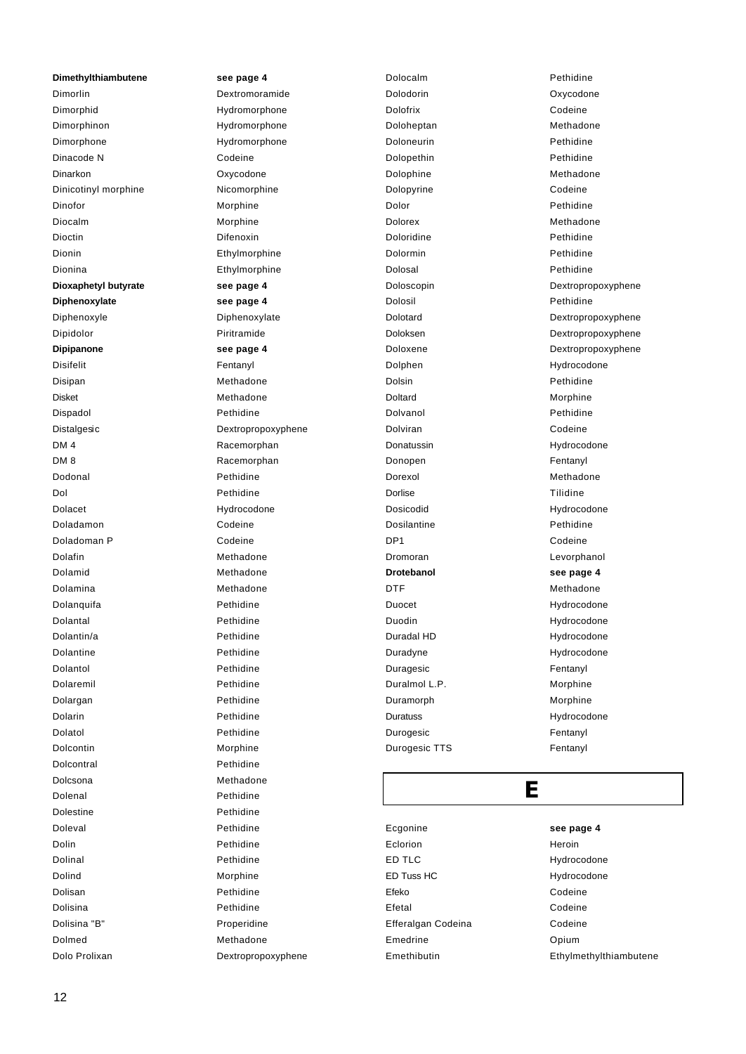| | |
|---|---|
| **Dimethylthiambutene** | **see page 4** |
| Dimorlin | Dextromoramide |
| Dimorphid | Hydromorphone |
| Dimorphinon | Hydromorphone |
| Dimorphone | Hydromorphone |
| Dinacode N | Codeine |
| Dinarkon | Oxycodone |
| Dinicotinyl morphine | Nicomorphine |
| Dinofor | Morphine |
| Diocalm | Morphine |
| Dioctin | Difenoxin |
| Dionin | Ethylmorphine |
| Dionina | Ethylmorphine |
| **Dioxaphetyl butyrate** | **see page 4** |
| **Diphenoxylate** | **see page 4** |
| Diphenoxyle | Diphenoxylate |
| Dipidolor | Piritramide |
| **Dipipanone** | **see page 4** |
| Disifelit | Fentanyl |
| Disipan | Methadone |
| Disket | Methadone |
| Dispadol | Pethidine |
| Distalgesic | Dextropropoxyphene |
| DM 4 | Racemorphan |
| DM 8 | Racemorphan |
| Dodonal | Pethidine |
| Dol | Pethidine |
| Dolacet | Hydrocodone |
| Doladamon | Codeine |
| Doladoman P | Codeine |
| Dolafin | Methadone |
| Dolamid | Methadone |
| Dolamina | Methadone |
| Dolanquifa | Pethidine |
| Dolantal | Pethidine |
| Dolantin/a | Pethidine |
| Dolantine | Pethidine |
| Dolantol | Pethidine |
| Dolaremil | Pethidine |
| Dolargan | Pethidine |
| Dolarin | Pethidine |
| Dolatol | Pethidine |
| Dolcontin | Morphine |
| Dolcontral | Pethidine |
| Dolcsona | Methadone |
| Dolenal | Pethidine |
| Dolestine | Pethidine |
| Doleval | Pethidine |
| Dolin | Pethidine |
| Dolinal | Pethidine |
| Dolind | Morphine |
| Dolisan | Pethidine |
| Dolisina | Pethidine |
| Dolisina "B" | Properidine |
| Dolmed | Methadone |
| Dolo Prolixan | Dextropropoxyphene |
| Dolocalm | Pethidine |
| Dolodorin | Oxycodone |
| Dolofrix | Codeine |
| Doloheptan | Methadone |
| Doloneurin | Pethidine |
| Dolopethin | Pethidine |
| Dolophine | Methadone |
| Dolopyrine | Codeine |
| Dolor | Pethidine |
| Dolorex | Methadone |
| Doloridine | Pethidine |
| Dolormin | Pethidine |
| Dolosal | Pethidine |
| Doloscopin | Dextropropoxyphene |
| Dolosil | Pethidine |
| Dolotard | Dextropropoxyphene |
| Doloksen | Dextropropoxyphene |
| Doloxene | Dextropropoxyphene |
| Dolphen | Hydrocodone |
| Dolsin | Pethidine |
| Doltard | Morphine |
| Dolvanol | Pethidine |
| Dolviran | Codeine |
| Donatussin | Hydrocodone |
| Donopen | Fentanyl |
| Dorexol | Methadone |
| Dorlise | Tilidine |
| Dosicodid | Hydrocodone |
| Dosilantine | Pethidine |
| DP1 | Codeine |
| Dromoran | Levorphanol |
| **Drotebanol** | **see page 4** |
| DTF | Methadone |
| Duocet | Hydrocodone |
| Duodin | Hydrocodone |
| Duradal HD | Hydrocodone |
| Duradyne | Hydrocodone |
| Duragesic | Fentanyl |
| Duralmol L.P. | Morphine |
| Duramorph | Morphine |
| Duratuss | Hydrocodone |
| Durogesic | Fentanyl |
| Durogesic TTS | Fentanyl |

# E

| | |
|---|---|
| Ecgonine | **see page 4** |
| Eclorion | Heroin |
| ED TLC | Hydrocodone |
| ED Tuss HC | Hydrocodone |
| Efeko | Codeine |
| Efetal | Codeine |
| Efferalgan Codeina | Codeine |
| Emedrine | Opium |
| Emethibutin | Ethylmethylthiambutene |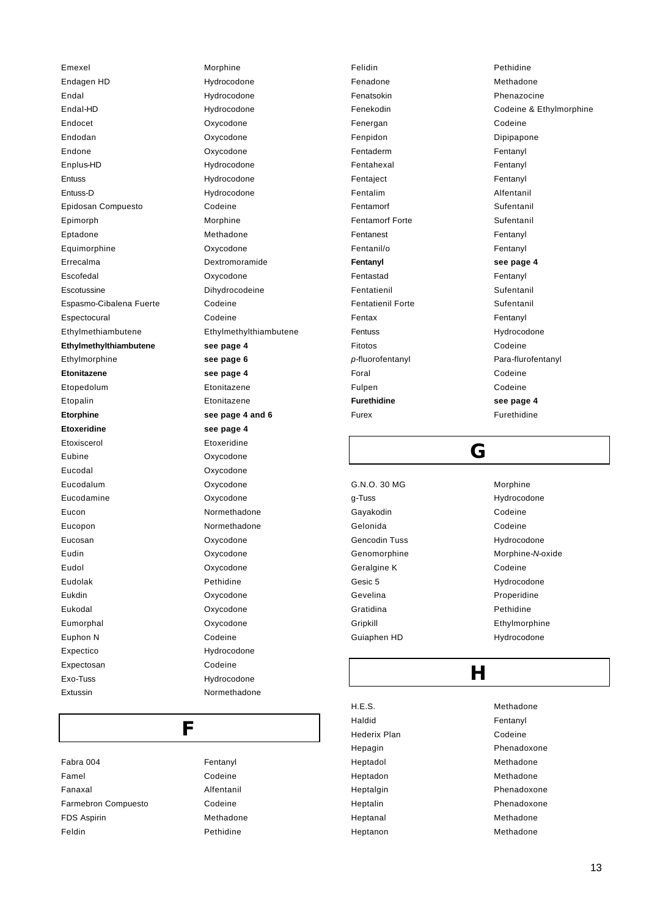| | |
|---|---|
| Emexel | Morphine |
| Endagen HD | Hydrocodone |
| Endal | Hydrocodone |
| Endal-HD | Hydrocodone |
| Endocet | Oxycodone |
| Endodan | Oxycodone |
| Endone | Oxycodone |
| Enplus-HD | Hydrocodone |
| Entuss | Hydrocodone |
| Entuss-D | Hydrocodone |
| Epidosan Compuesto | Codeine |
| Epimorph | Morphine |
| Eptadone | Methadone |
| Equimorphine | Oxycodone |
| Errecalma | Dextromoramide |
| Escofedal | Oxycodone |
| Escotussine | Dihydrocodeine |
| Espasmo-Cibalena Fuerte | Codeine |
| Espectocural | Codeine |
| Ethylmethiambutene | Ethylmethylthiambutene |
| **Ethylmethylthiambutene** | **see page 4** |
| Ethylmorphine | **see page 6** |
| **Etonitazene** | **see page 4** |
| Etopedolum | Etonitazene |
| Etopalin | Etonitazene |
| **Etorphine** | **see page 4 and 6** |
| **Etoxeridine** | **see page 4** |
| Etoxiscerol | Etoxeridine |
| Eubine | Oxycodone |
| Eucodal | Oxycodone |
| Eucodalum | Oxycodone |
| Eucodamine | Oxycodone |
| Eucon | Normethadone |
| Eucopon | Normethadone |
| Eucosan | Oxycodone |
| Eudin | Oxycodone |
| Eudol | Oxycodone |
| Eudolak | Pethidine |
| Eukdin | Oxycodone |
| Eukodal | Oxycodone |
| Eumorphal | Oxycodone |
| Euphon N | Codeine |
| Expectico | Hydrocodone |
| Expectosan | Codeine |
| Exo-Tuss | Hydrocodone |
| Extussin | Normethadone |

# F

| | |
|---|---|
| Fabra 004 | Fentanyl |
| Famel | Codeine |
| Fanaxal | Alfentanil |
| Farmebron Compuesto | Codeine |
| FDS Aspirin | Methadone |
| Feldin | Pethidine |
| Felidin | Pethidine |
| Fenadone | Methadone |
| Fenatsokin | Phenazocine |
| Fenekodin | Codeine & Ethylmorphine |
| Fenergan | Codeine |
| Fenpidon | Dipipapone |
| Fentaderm | Fentanyl |
| Fentahexal | Fentanyl |
| Fentaject | Fentanyl |
| Fentalim | Alfentanil |
| Fentamorf | Sufentanil |
| Fentamorf Forte | Sufentanil |
| Fentanest | Fentanyl |
| Fentanil/o | Fentanyl |
| **Fentanyl** | **see page 4** |
| Fentastad | Fentanyl |
| Fentatienil | Sufentanil |
| Fentatienil Forte | Sufentanil |
| Fentax | Fentanyl |
| Fentuss | Hydrocodone |
| Fitotos | Codeine |
| *p*-fluorofentanyl | Para-flurofentanyl |
| Foral | Codeine |
| Fulpen | Codeine |
| **Furethidine** | **see page 4** |
| Furex | Furethidine |

# G

| | |
|---|---|
| G.N.O. 30 MG | Morphine |
| g-Tuss | Hydrocodone |
| Gayakodin | Codeine |
| Gelonida | Codeine |
| Gencodin Tuss | Hydrocodone |
| Genomorphine | Morphine-*N*-oxide |
| Geralgine K | Codeine |
| Gesic 5 | Hydrocodone |
| Gevelina | Properidine |
| Gratidina | Pethidine |
| Gripkill | Ethylmorphine |
| Guiaphen HD | Hydrocodone |

# H

| | |
|---|---|
| H.E.S. | Methadone |
| Haldid | Fentanyl |
| Hederix Plan | Codeine |
| Hepagin | Phenadoxone |
| Heptadol | Methadone |
| Heptadon | Methadone |
| Heptalgin | Phenadoxone |
| Heptalin | Phenadoxone |
| Heptanal | Methadone |
| Heptanon | Methadone |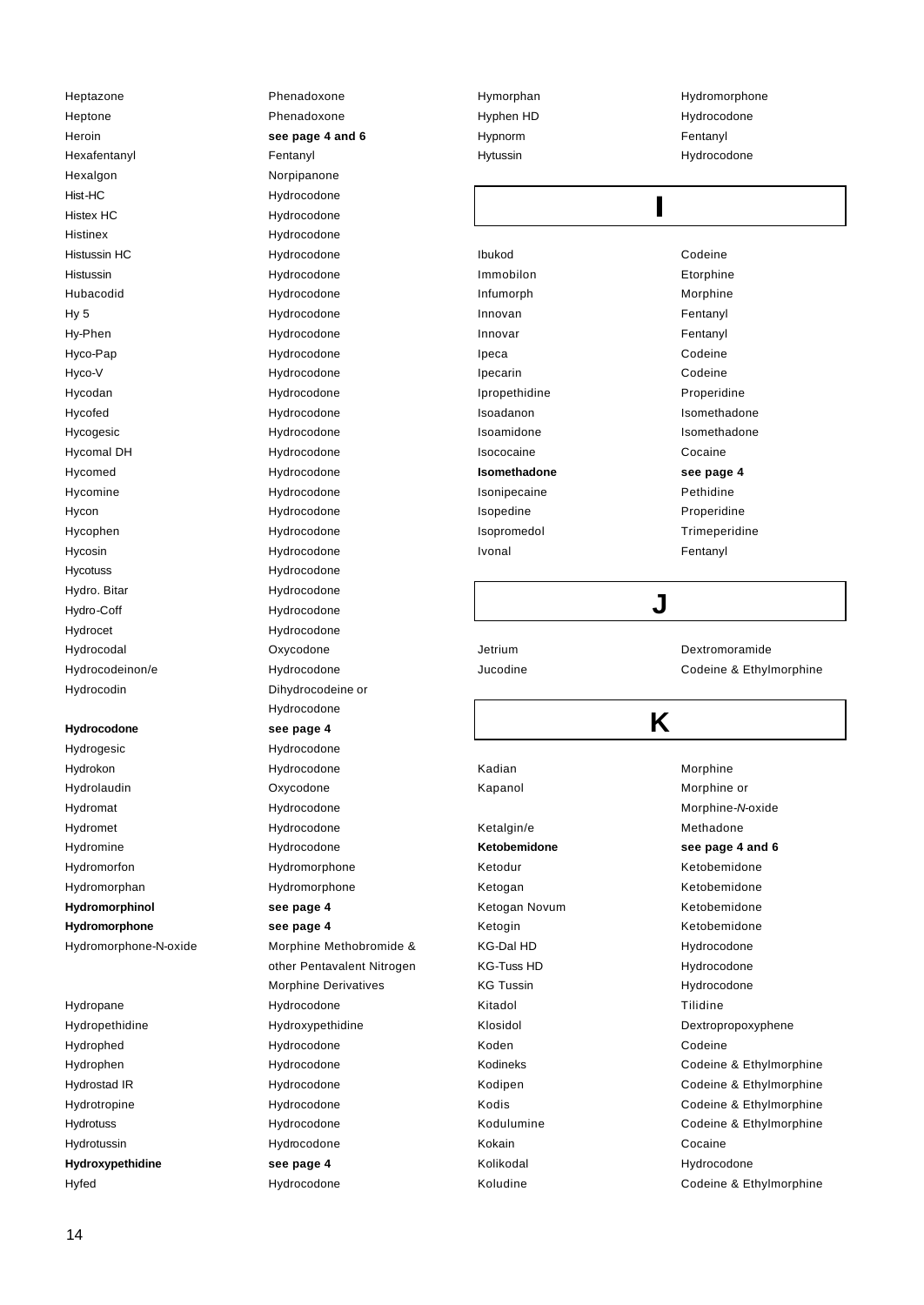| | |
|---|---|
| Heptazone | Phenadoxone |
| Heptone | Phenadoxone |
| Heroin | **see page 4 and 6** |
| Hexafentanyl | Fentanyl |
| Hexalgon | Norpipanone |
| Hist-HC | Hydrocodone |
| Histex HC | Hydrocodone |
| Histinex | Hydrocodone |
| Histussin HC | Hydrocodone |
| Histussin | Hydrocodone |
| Hubacodid | Hydrocodone |
| Hy 5 | Hydrocodone |
| Hy-Phen | Hydrocodone |
| Hyco-Pap | Hydrocodone |
| Hyco-V | Hydrocodone |
| Hycodan | Hydrocodone |
| Hycofed | Hydrocodone |
| Hycogesic | Hydrocodone |
| Hycomal DH | Hydrocodone |
| Hycomed | Hydrocodone |
| Hycomine | Hydrocodone |
| Hycon | Hydrocodone |
| Hycophen | Hydrocodone |
| Hycosin | Hydrocodone |
| Hycotuss | Hydrocodone |
| Hydro. Bitar | Hydrocodone |
| Hydro-Coff | Hydrocodone |
| Hydrocet | Hydrocodone |
| Hydrocodal | Oxycodone |
| Hydrocodeinon/e | Hydrocodone |
| Hydrocodin | Dihydrocodeine or Hydrocodone |
| **Hydrocodone** | **see page 4** |
| Hydrogesic | Hydrocodone |
| Hydrokon | Hydrocodone |
| Hydrolaudin | Oxycodone |
| Hydromat | Hydrocodone |
| Hydromet | Hydrocodone |
| Hydromine | Hydrocodone |
| Hydromorfon | Hydromorphone |
| Hydromorphan | Hydromorphone |
| **Hydromorphinol** | **see page 4** |
| **Hydromorphone** | **see page 4** |
| Hydromorphone-N-oxide | Morphine Methobromide & other Pentavalent Nitrogen Morphine Derivatives |
| Hydropane | Hydrocodone |
| Hydropethidine | Hydroxypethidine |
| Hydrophed | Hydrocodone |
| Hydrophen | Hydrocodone |
| Hydrostad IR | Hydrocodone |
| Hydrotropine | Hydrocodone |
| Hydrotuss | Hydrocodone |
| Hydrotussin | Hydrocodone |
| **Hydroxypethidine** | **see page 4** |
| Hyfed | Hydrocodone |
| Hymorphan | Hydromorphone |
| Hyphen HD | Hydrocodone |
| Hypnorm | Fentanyl |
| Hytussin | Hydrocodone |

# I

| | |
|---|---|
| Ibukod | Codeine |
| Immobilon | Etorphine |
| Infumorph | Morphine |
| Innovan | Fentanyl |
| Innovar | Fentanyl |
| Ipeca | Codeine |
| Ipecarin | Codeine |
| Ipropethidine | Properidine |
| Isoadanon | Isomethadone |
| Isoamidone | Isomethadone |
| Isococaine | Cocaine |
| **Isomethadone** | **see page 4** |
| Isonipecaine | Pethidine |
| Isopedine | Properidine |
| Isopromedol | Trimeperidine |
| Ivonal | Fentanyl |

# J

| | |
|---|---|
| Jetrium | Dextromoramide |
| Jucodine | Codeine & Ethylmorphine |

# K

| | |
|---|---|
| Kadian | Morphine |
| Kapanol | Morphine or Morphine-*N*-oxide |
| Ketalgin/e | Methadone |
| **Ketobemidone** | **see page 4 and 6** |
| Ketodur | Ketobemidone |
| Ketogan | Ketobemidone |
| Ketogan Novum | Ketobemidone |
| Ketogin | Ketobemidone |
| KG-Dal HD | Hydrocodone |
| KG-Tuss HD | Hydrocodone |
| KG Tussin | Hydrocodone |
| Kitadol | Tilidine |
| Klosidol | Dextropropoxyphene |
| Koden | Codeine |
| Kodineks | Codeine & Ethylmorphine |
| Kodipen | Codeine & Ethylmorphine |
| Kodis | Codeine & Ethylmorphine |
| Kodulumine | Codeine & Ethylmorphine |
| Kokain | Cocaine |
| Kolikodal | Hydrocodone |
| Koludine | Codeine & Ethylmorphine |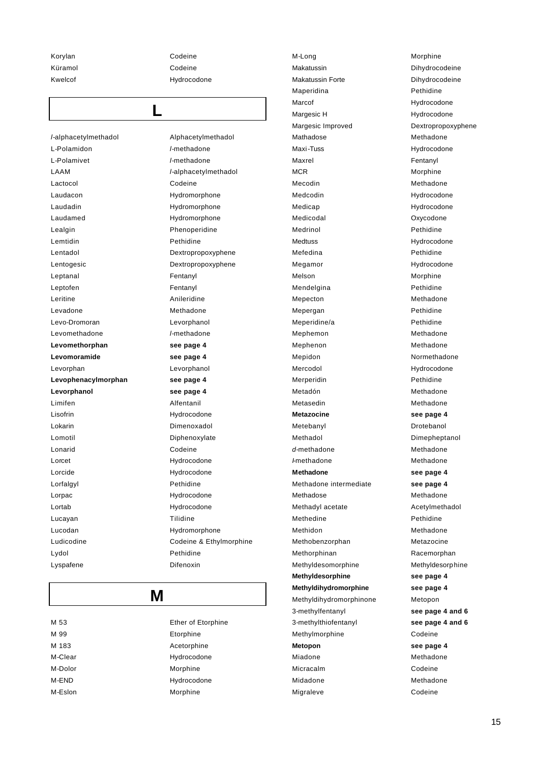| | |
|---|---|
| Korylan | Codeine |
| Küramol | Codeine |
| Kwelcof | Hydrocodone |

## L

| | |
|---|---|
| *l*-alphacetylmethadol | Alphacetylmethadol |
| L-Polamidon | *l*-methadone |
| L-Polamivet | *l*-methadone |
| LAAM | *l*-alphacetylmethadol |
| Lactocol | Codeine |
| Laudacon | Hydromorphone |
| Laudadin | Hydromorphone |
| Laudamed | Hydromorphone |
| Lealgin | Phenoperidine |
| Lemtidin | Pethidine |
| Lentadol | Dextropropoxyphene |
| Lentogesic | Dextropropoxyphene |
| Leptanal | Fentanyl |
| Leptofen | Fentanyl |
| Leritine | Anileridine |
| Levadone | Methadone |
| Levo-Dromoran | Levorphanol |
| Levomethadone | *l*-methadone |
| **Levomethorphan** | **see page 4** |
| **Levomoramide** | **see page 4** |
| Levorphan | Levorphanol |
| **Levophenacylmorphan** | **see page 4** |
| **Levorphanol** | **see page 4** |
| Limifen | Alfentanil |
| Lisofrin | Hydrocodone |
| Lokarin | Dimenoxadol |
| Lomotil | Diphenoxylate |
| Lonarid | Codeine |
| Lorcet | Hydrocodone |
| Lorcide | Hydrocodone |
| Lorfalgyl | Pethidine |
| Lorpac | Hydrocodone |
| Lortab | Hydrocodone |
| Lucayan | Tilidine |
| Lucodan | Hydromorphone |
| Ludicodine | Codeine & Ethylmorphine |
| Lydol | Pethidine |
| Lyspafene | Difenoxin |

## M

| | |
|---|---|
| M 53 | Ether of Etorphine |
| M 99 | Etorphine |
| M 183 | Acetorphine |
| M-Clear | Hydrocodone |
| M-Dolor | Morphine |
| M-END | Hydrocodone |
| M-Eslon | Morphine |
| M-Long | Morphine |
| Makatussin | Dihydrocodeine |
| Makatussin Forte | Dihydrocodeine |
| Maperidina | Pethidine |
| Marcof | Hydrocodone |
| Margesic H | Hydrocodone |
| Margesic Improved | Dextropropoxyphene |
| Mathadose | Methadone |
| Maxi-Tuss | Hydrocodone |
| Maxrel | Fentanyl |
| MCR | Morphine |
| Mecodin | Methadone |
| Medcodin | Hydrocodone |
| Medicap | Hydrocodone |
| Medicodal | Oxycodone |
| Medrinol | Pethidine |
| Medtuss | Hydrocodone |
| Mefedina | Pethidine |
| Megamor | Hydrocodone |
| Melson | Morphine |
| Mendelgina | Pethidine |
| Mepecton | Methadone |
| Mepergan | Pethidine |
| Meperidine/a | Pethidine |
| Mephemon | Methadone |
| Mephenon | Methadone |
| Mepidon | Normethadone |
| Mercodol | Hydrocodone |
| Merperidin | Pethidine |
| Metadón | Methadone |
| Metasedin | Methadone |
| **Metazocine** | **see page 4** |
| Metebanyl | Drotebanol |
| Methadol | Dimepheptanol |
| *d*-methadone | Methadone |
| *l*-methadone | Methadone |
| **Methadone** | **see page 4** |
| Methadone intermediate | **see page 4** |
| Methadose | Methadone |
| Methadyl acetate | Acetylmethadol |
| Methedine | Pethidine |
| Methidon | Methadone |
| Methobenzorphan | Metazocine |
| Methorphinan | Racemorphan |
| Methyldesomorphine | Methyldesorphine |
| **Methyldesorphine** | **see page 4** |
| **Methyldihydromorphine** | **see page 4** |
| Methyldihydromorphinone | Metopon |
| 3-methylfentanyl | **see page 4 and 6** |
| 3-methylthiofentanyl | **see page 4 and 6** |
| Methylmorphine | Codeine |
| **Metopon** | **see page 4** |
| Miadone | Methadone |
| Micracalm | Codeine |
| Midadone | Methadone |
| Migraleve | Codeine |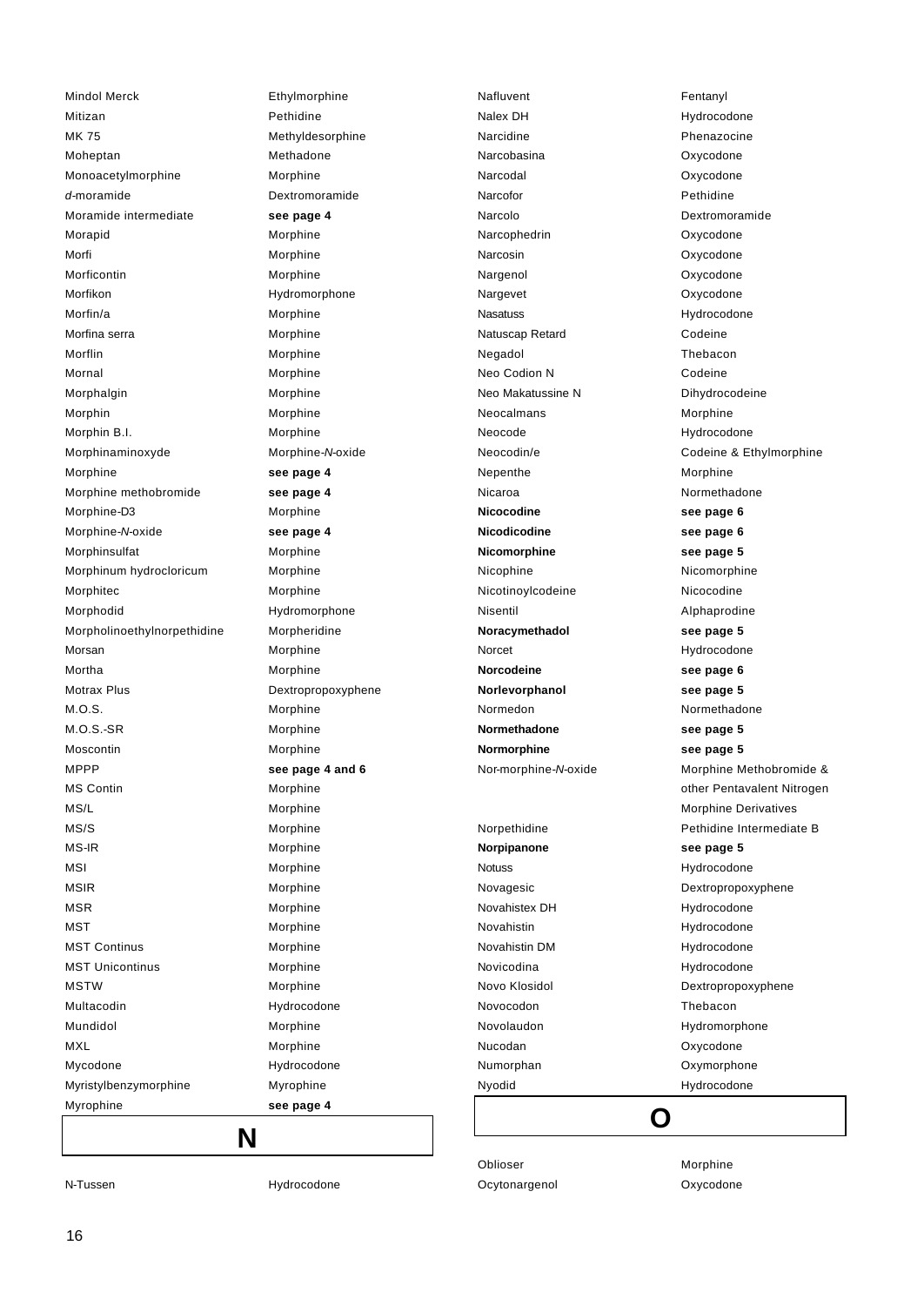| | |
|---|---|
| Mindol Merck | Ethylmorphine |
| Mitizan | Pethidine |
| MK 75 | Methyldesorphine |
| Moheptan | Methadone |
| Monoacetylmorphine | Morphine |
| *d*-moramide | Dextromoramide |
| Moramide intermediate | **see page 4** |
| Morapid | Morphine |
| Morfi | Morphine |
| Morficontin | Morphine |
| Morfikon | Hydromorphone |
| Morfin/a | Morphine |
| Morfina serra | Morphine |
| Morflin | Morphine |
| Mornal | Morphine |
| Morphalgin | Morphine |
| Morphin | Morphine |
| Morphin B.I. | Morphine |
| Morphinaminoxyde | Morphine-*N*-oxide |
| Morphine | **see page 4** |
| Morphine methobromide | **see page 4** |
| Morphine-D3 | Morphine |
| Morphine-*N*-oxide | **see page 4** |
| Morphinsulfat | Morphine |
| Morphinum hydrocloricum | Morphine |
| Morphitec | Morphine |
| Morphodid | Hydromorphone |
| Morpholinoethylnorpethidine | Morpheridine |
| Morsan | Morphine |
| Mortha | Morphine |
| Motrax Plus | Dextropropoxyphene |
| M.O.S. | Morphine |
| M.O.S.-SR | Morphine |
| Moscontin | Morphine |
| MPPP | **see page 4 and 6** |
| MS Contin | Morphine |
| MS/L | Morphine |
| MS/S | Morphine |
| MS-IR | Morphine |
| MSI | Morphine |
| MSIR | Morphine |
| MSR | Morphine |
| MST | Morphine |
| MST Continus | Morphine |
| MST Unicontinus | Morphine |
| MSTW | Morphine |
| Multacodin | Hydrocodone |
| Mundidol | Morphine |
| MXL | Morphine |
| Mycodone | Hydrocodone |
| Myristylbenzymorphine | Myrophine |
| Myrophine | **see page 4** |

# N

| | |
|---|---|
| N-Tussen | Hydrocodone |
| Nafluvent | Fentanyl |
| Nalex DH | Hydrocodone |
| Narcidine | Phenazocine |
| Narcobasina | Oxycodone |
| Narcodal | Oxycodone |
| Narcofor | Pethidine |
| Narcolo | Dextromoramide |
| Narcophedrin | Oxycodone |
| Narcosin | Oxycodone |
| Nargenol | Oxycodone |
| Nargevet | Oxycodone |
| Nasatuss | Hydrocodone |
| Natuscap Retard | Codeine |
| Negadol | Thebacon |
| Neo Codion N | Codeine |
| Neo Makatussine N | Dihydrocodeine |
| Neocalmans | Morphine |
| Neocode | Hydrocodone |
| Neocodin/e | Codeine & Ethylmorphine |
| Nepenthe | Morphine |
| Nicaroa | Normethadone |
| **Nicocodine** | **see page 6** |
| **Nicodicodine** | **see page 6** |
| **Nicomorphine** | **see page 5** |
| Nicophine | Nicomorphine |
| Nicotinoylcodeine | Nicocodine |
| Nisentil | Alphaprodine |
| **Noracymethadol** | **see page 5** |
| Norcet | Hydrocodone |
| **Norcodeine** | **see page 6** |
| **Norlevorphanol** | **see page 5** |
| Normedon | Normethadone |
| **Normethadone** | **see page 5** |
| **Normorphine** | **see page 5** |
| Nor-morphine-*N*-oxide | Morphine Methobromide & other Pentavalent Nitrogen Morphine Derivatives |
| Norpethidine | Pethidine Intermediate B |
| **Norpipanone** | **see page 5** |
| Notuss | Hydrocodone |
| Novagesic | Dextropropoxyphene |
| Novahistex DH | Hydrocodone |
| Novahistin | Hydrocodone |
| Novahistin DM | Hydrocodone |
| Novicodina | Hydrocodone |
| Novo Klosidol | Dextropropoxyphene |
| Novocodon | Thebacon |
| Novolaudon | Hydromorphone |
| Nucodan | Oxycodone |
| Numorphan | Oxymorphone |
| Nyodid | Hydrocodone |

# O

| | |
|---|---|
| Oblioser | Morphine |
| Ocytonargenol | Oxycodone |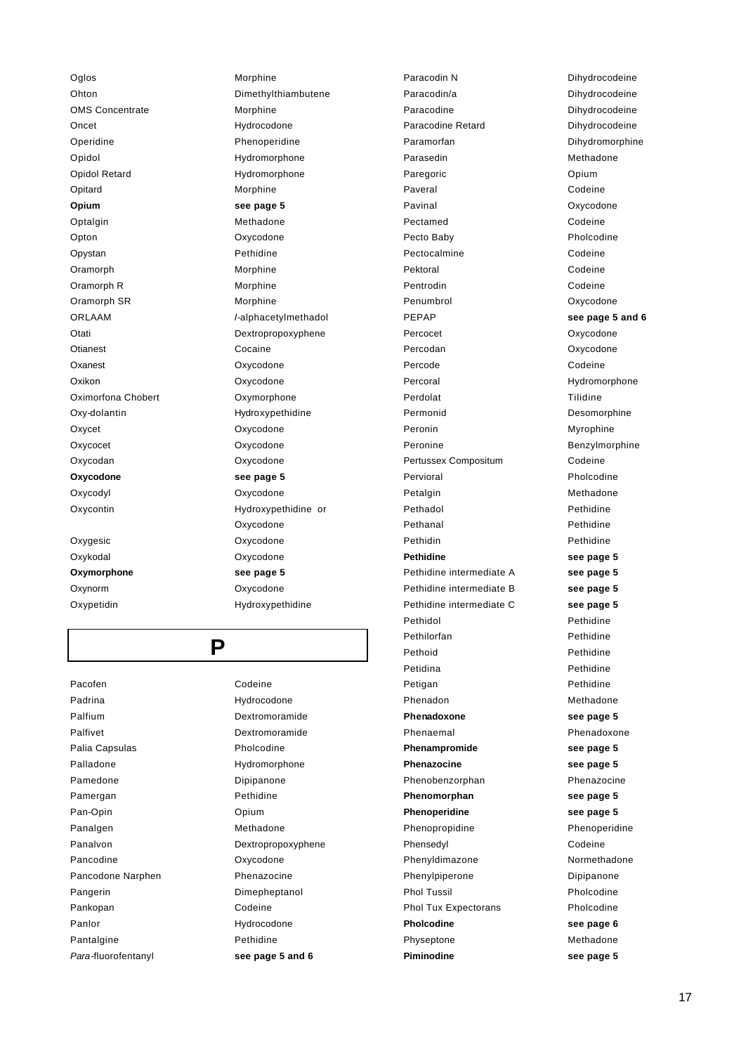| | |
|---|---|
| Oglos | Morphine |
| Ohton | Dimethylthiambutene |
| OMS Concentrate | Morphine |
| Oncet | Hydrocodone |
| Operidine | Phenoperidine |
| Opidol | Hydromorphone |
| Opidol Retard | Hydromorphone |
| Opitard | Morphine |
| **Opium** | **see page 5** |
| Optalgin | Methadone |
| Opton | Oxycodone |
| Opystan | Pethidine |
| Oramorph | Morphine |
| Oramorph R | Morphine |
| Oramorph SR | Morphine |
| ORLAAM | *l*-alphacetylmethadol |
| Otati | Dextropropoxyphene |
| Otianest | Cocaine |
| Oxanest | Oxycodone |
| Oxikon | Oxycodone |
| Oximorfona Chobert | Oxymorphone |
| Oxy-dolantin | Hydroxypethidine |
| Oxycet | Oxycodone |
| Oxycocet | Oxycodone |
| Oxycodan | Oxycodone |
| **Oxycodone** | **see page 5** |
| Oxycodyl | Oxycodone |
| Oxycontin | Hydroxypethidine or Oxycodone |
| Oxygesic | Oxycodone |
| Oxykodal | Oxycodone |
| **Oxymorphone** | **see page 5** |
| Oxynorm | Oxycodone |
| Oxypetidin | Hydroxypethidine |

## P

| | |
|---|---|
| Pacofen | Codeine |
| Padrina | Hydrocodone |
| Palfium | Dextromoramide |
| Palfivet | Dextromoramide |
| Palia Capsulas | Pholcodine |
| Palladone | Hydromorphone |
| Pamedone | Dipipanone |
| Pamergan | Pethidine |
| Pan-Opin | Opium |
| Panalgen | Methadone |
| Panalvon | Dextropropoxyphene |
| Pancodine | Oxycodone |
| Pancodone Narphen | Phenazocine |
| Pangerin | Dimepheptanol |
| Pankopan | Codeine |
| Panlor | Hydrocodone |
| Pantalgine | Pethidine |
| *Para*-fluorofentanyl | **see page 5 and 6** |
| Paracodin N | Dihydrocodeine |
| Paracodin/a | Dihydrocodeine |
| Paracodine | Dihydrocodeine |
| Paracodine Retard | Dihydrocodeine |
| Paramorfan | Dihydromorphine |
| Parasedin | Methadone |
| Paregoric | Opium |
| Paveral | Codeine |
| Pavinal | Oxycodone |
| Pectamed | Codeine |
| Pecto Baby | Pholcodine |
| Pectocalmine | Codeine |
| Pektoral | Codeine |
| Pentrodin | Codeine |
| Penumbrol | Oxycodone |
| PEPAP | **see page 5 and 6** |
| Percocet | Oxycodone |
| Percodan | Oxycodone |
| Percode | Codeine |
| Percoral | Hydromorphone |
| Perdolat | Tilidine |
| Permonid | Desomorphine |
| Peronin | Myrophine |
| Peronine | Benzylmorphine |
| Pertussex Compositum | Codeine |
| Pervioral | Pholcodine |
| Petalgin | Methadone |
| Pethadol | Pethidine |
| Pethanal | Pethidine |
| Pethidin | Pethidine |
| **Pethidine** | **see page 5** |
| Pethidine intermediate A | **see page 5** |
| Pethidine intermediate B | **see page 5** |
| Pethidine intermediate C | **see page 5** |
| Pethidol | Pethidine |
| Pethilorfan | Pethidine |
| Pethoid | Pethidine |
| Petidina | Pethidine |
| Petigan | Pethidine |
| Phenadon | Methadone |
| **Phenadoxone** | **see page 5** |
| Phenaemal | Phenadoxone |
| **Phenampromide** | **see page 5** |
| **Phenazocine** | **see page 5** |
| Phenobenzorphan | Phenazocine |
| **Phenomorphan** | **see page 5** |
| **Phenoperidine** | **see page 5** |
| Phenopropidine | Phenoperidine |
| Phensedyl | Codeine |
| Phenyldimazone | Normethadone |
| Phenylpiperone | Dipipanone |
| Phol Tussil | Pholcodine |
| Phol Tux Expectorans | Pholcodine |
| **Pholcodine** | **see page 6** |
| Physeptone | Methadone |
| **Piminodine** | **see page 5** |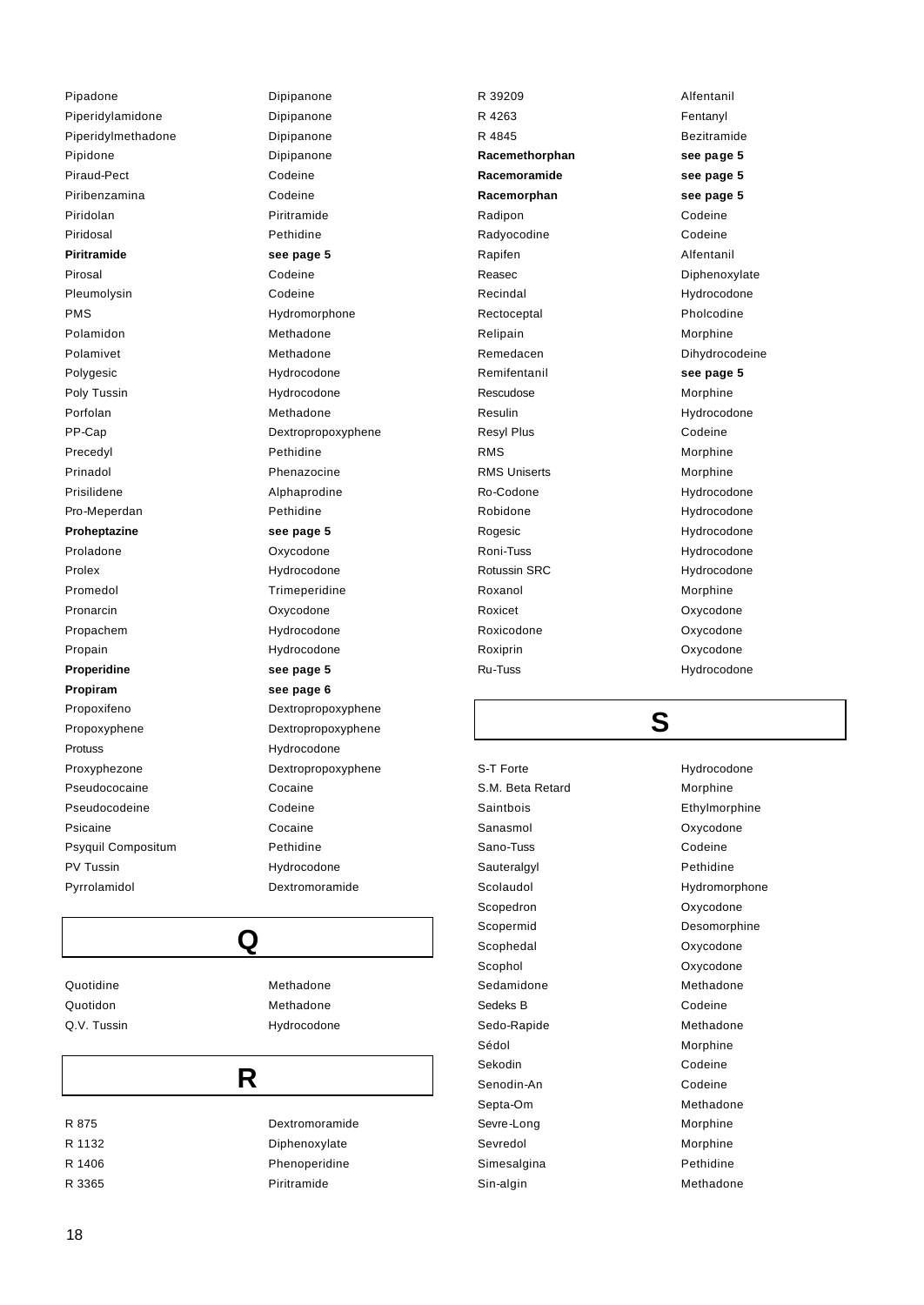| | |
|---|---|
| Pipadone | Dipipanone |
| Piperidylamidone | Dipipanone |
| Piperidylmethadone | Dipipanone |
| Pipidone | Dipipanone |
| Piraud-Pect | Codeine |
| Piribenzamina | Codeine |
| Piridolan | Piritramide |
| Piridosal | Pethidine |
| **Piritramide** | **see page 5** |
| Pirosal | Codeine |
| Pleumolysin | Codeine |
| PMS | Hydromorphone |
| Polamidon | Methadone |
| Polamivet | Methadone |
| Polygesic | Hydrocodone |
| Poly Tussin | Hydrocodone |
| Porfolan | Methadone |
| PP-Cap | Dextropropoxyphene |
| Precedyl | Pethidine |
| Prinadol | Phenazocine |
| Prisilidene | Alphaprodine |
| Pro-Meperdan | Pethidine |
| **Proheptazine** | **see page 5** |
| Proladone | Oxycodone |
| Prolex | Hydrocodone |
| Promedol | Trimeperidine |
| Pronarcin | Oxycodone |
| Propachem | Hydrocodone |
| Propain | Hydrocodone |
| **Properidine** | **see page 5** |
| **Propiram** | **see page 6** |
| Propoxifeno | Dextropropoxyphene |
| Propoxyphene | Dextropropoxyphene |
| Protuss | Hydrocodone |
| Proxyphezone | Dextropropoxyphene |
| Pseudococaine | Cocaine |
| Pseudocodeine | Codeine |
| Psicaine | Cocaine |
| Psyquil Compositum | Pethidine |
| PV Tussin | Hydrocodone |
| Pyrrolamidol | Dextromoramide |

# Q

| | |
|---|---|
| Quotidine | Methadone |
| Quotidon | Methadone |
| Q.V. Tussin | Hydrocodone |

# R

| | |
|---|---|
| R 875 | Dextromoramide |
| R 1132 | Diphenoxylate |
| R 1406 | Phenoperidine |
| R 3365 | Piritramide |
| R 39209 | Alfentanil |
| R 4263 | Fentanyl |
| R 4845 | Bezitramide |
| **Racemethorphan** | **see page 5** |
| **Racemoramide** | **see page 5** |
| **Racemorphan** | **see page 5** |
| Radipon | Codeine |
| Radyocodine | Codeine |
| Rapifen | Alfentanil |
| Reasec | Diphenoxylate |
| Recindal | Hydrocodone |
| Rectoceptal | Pholcodine |
| Relipain | Morphine |
| Remedacen | Dihydrocodeine |
| Remifentanil | **see page 5** |
| Rescudose | Morphine |
| Resulin | Hydrocodone |
| Resyl Plus | Codeine |
| RMS | Morphine |
| RMS Uniserts | Morphine |
| Ro-Codone | Hydrocodone |
| Robidone | Hydrocodone |
| Rogesic | Hydrocodone |
| Roni-Tuss | Hydrocodone |
| Rotussin SRC | Hydrocodone |
| Roxanol | Morphine |
| Roxicet | Oxycodone |
| Roxicodone | Oxycodone |
| Roxiprin | Oxycodone |
| Ru-Tuss | Hydrocodone |

# S

| | |
|---|---|
| S-T Forte | Hydrocodone |
| S.M. Beta Retard | Morphine |
| Saintbois | Ethylmorphine |
| Sanasmol | Oxycodone |
| Sano-Tuss | Codeine |
| Sauteralgyl | Pethidine |
| Scolaudol | Hydromorphone |
| Scopedron | Oxycodone |
| Scopermid | Desomorphine |
| Scophedal | Oxycodone |
| Scophol | Oxycodone |
| Sedamidone | Methadone |
| Sedeks B | Codeine |
| Sedo-Rapide | Methadone |
| Sédol | Morphine |
| Sekodin | Codeine |
| Senodin-An | Codeine |
| Septa-Om | Methadone |
| Sevre-Long | Morphine |
| Sevredol | Morphine |
| Simesalgina | Pethidine |
| Sin-algin | Methadone |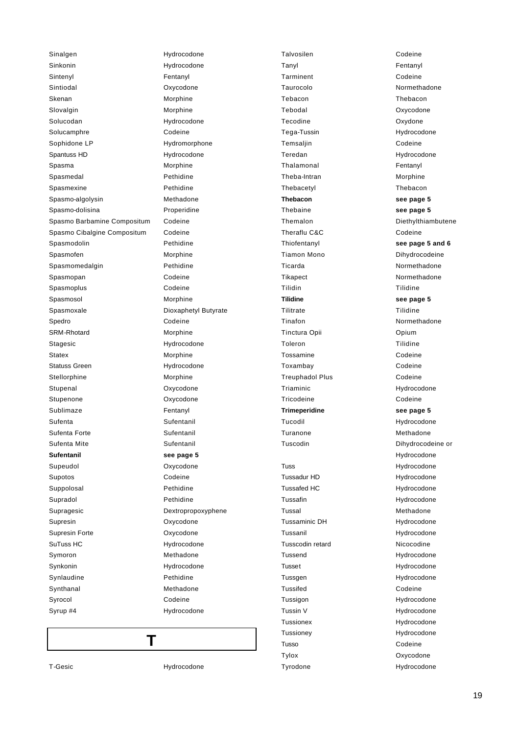| | |
|---|---|
| Sinalgen | Hydrocodone |
| Sinkonin | Hydrocodone |
| Sintenyl | Fentanyl |
| Sintiodal | Oxycodone |
| Skenan | Morphine |
| Slovalgin | Morphine |
| Solucodan | Hydrocodone |
| Solucamphre | Codeine |
| Sophidone LP | Hydromorphone |
| Spantuss HD | Hydrocodone |
| Spasma | Morphine |
| Spasmedal | Pethidine |
| Spasmexine | Pethidine |
| Spasmo-algolysin | Methadone |
| Spasmo-dolisina | Properidine |
| Spasmo Barbamine Compositum | Codeine |
| Spasmo Cibalgine Compositum | Codeine |
| Spasmodolin | Pethidine |
| Spasmofen | Morphine |
| Spasmomedalgin | Pethidine |
| Spasmopan | Codeine |
| Spasmoplus | Codeine |
| Spasmosol | Morphine |
| Spasmoxale | Dioxaphetyl Butyrate |
| Spedro | Codeine |
| SRM-Rhotard | Morphine |
| Stagesic | Hydrocodone |
| Statex | Morphine |
| Statuss Green | Hydrocodone |
| Stellorphine | Morphine |
| Stupenal | Oxycodone |
| Stupenone | Oxycodone |
| Sublimaze | Fentanyl |
| Sufenta | Sufentanil |
| Sufenta Forte | Sufentanil |
| Sufenta Mite | Sufentanil |
| **Sufentanil** | **see page 5** |
| Supeudol | Oxycodone |
| Supotos | Codeine |
| Suppolosal | Pethidine |
| Supradol | Pethidine |
| Supragesic | Dextropropoxyphene |
| Supresin | Oxycodone |
| Supresin Forte | Oxycodone |
| SuTuss HC | Hydrocodone |
| Symoron | Methadone |
| Synkonin | Hydrocodone |
| Synlaudine | Pethidine |
| Synthanal | Methadone |
| Syrocol | Codeine |
| Syrup #4 | Hydrocodone |

# T

| | |
|---|---|
| T-Gesic | Hydrocodone |
| Talvosilen | Codeine |
| Tanyl | Fentanyl |
| Tarminent | Codeine |
| Taurocolo | Normethadone |
| Tebacon | Thebacon |
| Tebodal | Oxycodone |
| Tecodine | Oxydone |
| Tega-Tussin | Hydrocodone |
| Temsaljin | Codeine |
| Teredan | Hydrocodone |
| Thalamonal | Fentanyl |
| Theba-Intran | Morphine |
| Thebacetyl | Thebacon |
| **Thebacon** | **see page 5** |
| Thebaine | **see page 5** |
| Themalon | Diethylthiambutene |
| Theraflu C&C | Codeine |
| Thiofentanyl | **see page 5 and 6** |
| Tiamon Mono | Dihydrocodeine |
| Ticarda | Normethadone |
| Tikapect | Normethadone |
| Tilidin | Tilidine |
| **Tilidine** | **see page 5** |
| Tilitrate | Tilidine |
| Tinafon | Normethadone |
| Tinctura Opii | Opium |
| Toleron | Tilidine |
| Tossamine | Codeine |
| Toxambay | Codeine |
| Treuphadol Plus | Codeine |
| Triaminic | Hydrocodone |
| Tricodeine | Codeine |
| **Trimeperidine** | **see page 5** |
| Tucodil | Hydrocodone |
| Turanone | Methadone |
| Tuscodin | Dihydrocodeine or Hydrocodone |
| Tuss | Hydrocodone |
| Tussadur HD | Hydrocodone |
| Tussafed HC | Hydrocodone |
| Tussafin | Hydrocodone |
| Tussal | Methadone |
| Tussaminic DH | Hydrocodone |
| Tussanil | Hydrocodone |
| Tusscodin retard | Nicocodine |
| Tussend | Hydrocodone |
| Tusset | Hydrocodone |
| Tussgen | Hydrocodone |
| Tussifed | Codeine |
| Tussigon | Hydrocodone |
| Tussin V | Hydrocodone |
| Tussionex | Hydrocodone |
| Tussioney | Hydrocodone |
| Tusso | Codeine |
| Tylox | Oxycodone |
| Tyrodone | Hydrocodone |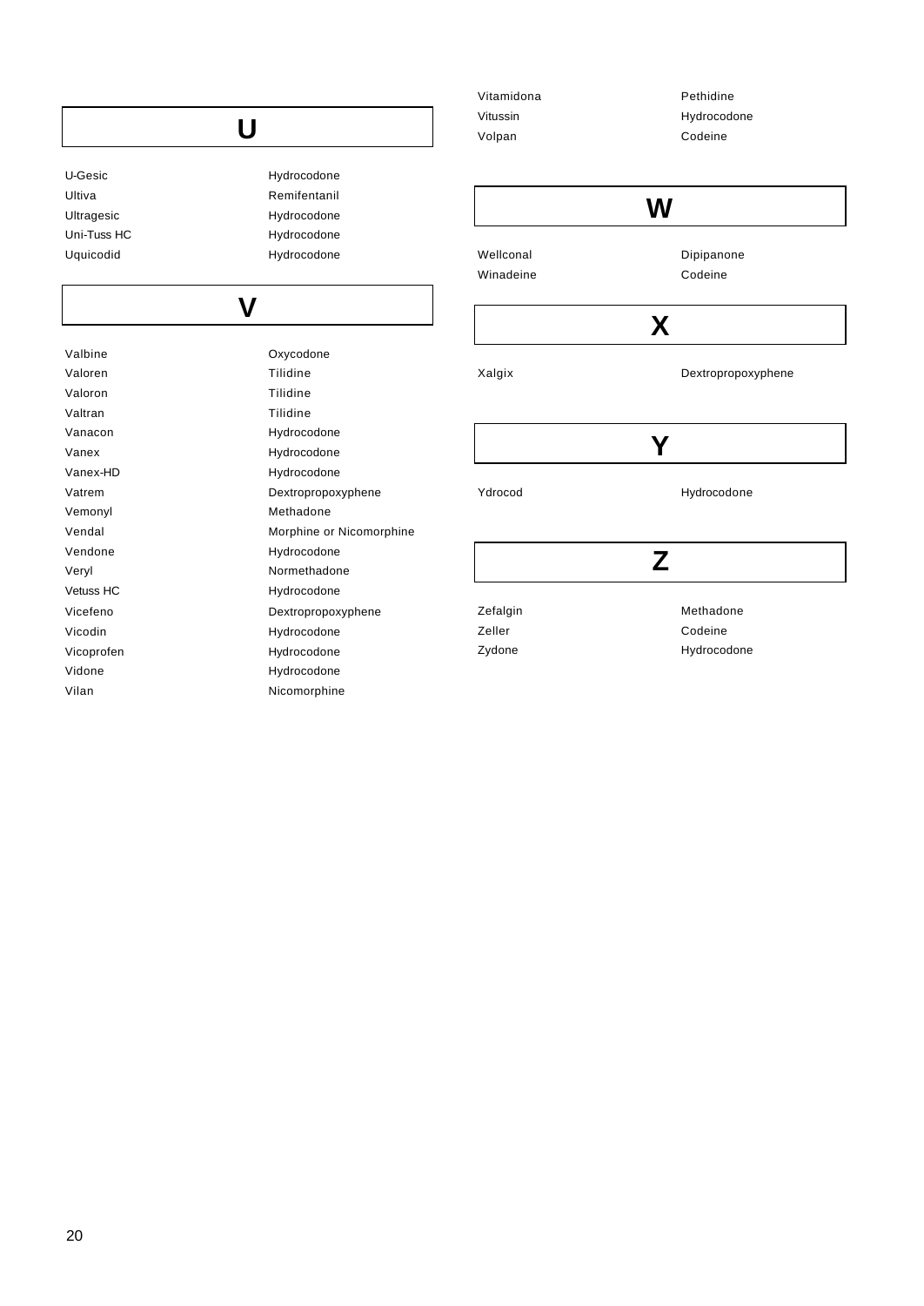## U

| | |
|---|---|
| U-Gesic | Hydrocodone |
| Ultiva | Remifentanil |
| Ultragesic | Hydrocodone |
| Uni-Tuss HC | Hydrocodone |
| Uquicodid | Hydrocodone |

## V

| | |
|---|---|
| Valbine | Oxycodone |
| Valoren | Tilidine |
| Valoron | Tilidine |
| Valtran | Tilidine |
| Vanacon | Hydrocodone |
| Vanex | Hydrocodone |
| Vanex-HD | Hydrocodone |
| Vatrem | Dextropropoxyphene |
| Vemonyl | Methadone |
| Vendal | Morphine or Nicomorphine |
| Vendone | Hydrocodone |
| Veryl | Normethadone |
| Vetuss HC | Hydrocodone |
| Vicefeno | Dextropropoxyphene |
| Vicodin | Hydrocodone |
| Vicoprofen | Hydrocodone |
| Vidone | Hydrocodone |
| Vilan | Nicomorphine |
| Vitamidona | Pethidine |
| Vitussin | Hydrocodone |
| Volpan | Codeine |

## W

| | |
|---|---|
| Wellconal | Dipipanone |
| Winadeine | Codeine |

## X

| | |
|---|---|
| Xalgix | Dextropropoxyphene |

## Y

| | |
|---|---|
| Ydrocod | Hydrocodone |

## Z

| | |
|---|---|
| Zefalgin | Methadone |
| Zeller | Codeine |
| Zydone | Hydrocodone |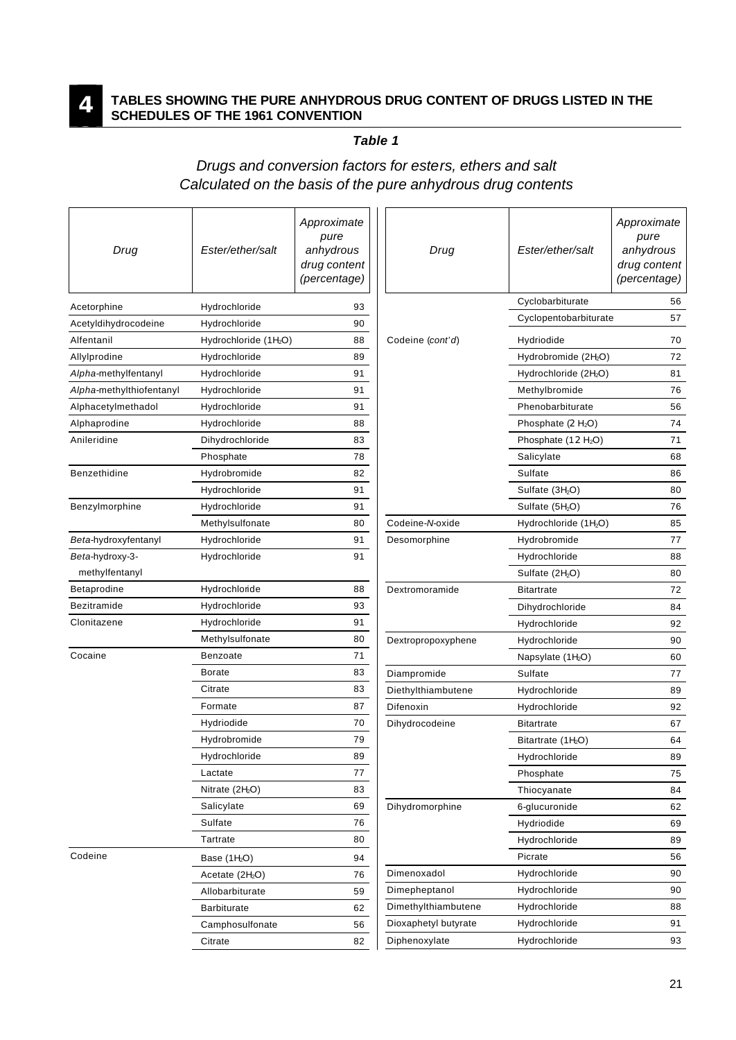# 4 TABLES SHOWING THE PURE ANHYDROUS DRUG CONTENT OF DRUGS LISTED IN THE SCHEDULES OF THE 1961 CONVENTION

## *Table 1*

### *Drugs and conversion factors for esters, ethers and salt Calculated on the basis of the pure anhydrous drug contents*

| Drug | Ester/ether/salt | Approximate pure anhydrous drug content (percentage) |
|---|---|---|
| Acetorphine | Hydrochloride | 93 |
| Acetyldihydrocodeine | Hydrochloride | 90 |
| Alfentanil | Hydrochloride (1$H_2O$) | 88 |
| Allylprodine | Hydrochloride | 89 |
| *Alpha*-methylfentanyl | Hydrochloride | 91 |
| *Alpha*-methylthiofentanyl | Hydrochloride | 91 |
| Alphacetylmethadol | Hydrochloride | 91 |
| Alphaprodine | Hydrochloride | 88 |
| Anileridine | Dihydrochloride | 83 |
| | Phosphate | 78 |
| Benzethidine | Hydrobromide | 82 |
| | Hydrochloride | 91 |
| Benzylmorphine | Hydrochloride | 91 |
| | Methylsulfonate | 80 |
| *Beta*-hydroxyfentanyl | Hydrochloride | 91 |
| *Beta*-hydroxy-3-methylfentanyl | Hydrochloride | 91 |
| Betaprodine | Hydrochloride | 88 |
| Bezitramide | Hydrochloride | 93 |
| Clonitazene | Hydrochloride | 91 |
| | Methylsulfonate | 80 |
| Cocaine | Benzoate | 71 |
| | Borate | 83 |
| | Citrate | 83 |
| | Formate | 87 |
| | Hydriodide | 70 |
| | Hydrobromide | 79 |
| | Hydrochloride | 89 |
| | Lactate | 77 |
| | Nitrate (2$H_2O$) | 83 |
| | Salicylate | 69 |
| | Sulfate | 76 |
| | Tartrate | 80 |
| Codeine | Base (1$H_2O$) | 94 |
| | Acetate (2$H_2O$) | 76 |
| | Allobarbiturate | 59 |
| | Barbiturate | 62 |
| | Camphosulfonate | 56 |
| | Citrate | 82 |
| | Cyclobarbiturate | 56 |
| | Cyclopentobarbiturate | 57 |
| Codeine (*cont'd*) | Hydriodide | 70 |
| | Hydrobromide (2$H_2O$) | 72 |
| | Hydrochloride (2$H_2O$) | 81 |
| | Methylbromide | 76 |
| | Phenobarbiturate | 56 |
| | Phosphate (2 $H_2O$) | 74 |
| | Phosphate (1 2 $H_2O$) | 71 |
| | Salicylate | 68 |
| | Sulfate | 86 |
| | Sulfate (3$H_2O$) | 80 |
| | Sulfate (5$H_2O$) | 76 |
| Codeine-*N*-oxide | Hydrochloride (1$H_2O$) | 85 |
| Desomorphine | Hydrobromide | 77 |
| | Hydrochloride | 88 |
| | Sulfate (2$H_2O$) | 80 |
| Dextromoramide | Bitartrate | 72 |
| | Dihydrochloride | 84 |
| | Hydrochloride | 92 |
| Dextropropoxyphene | Hydrochloride | 90 |
| | Napsylate (1$H_2O$) | 60 |
| Diampromide | Sulfate | 77 |
| Diethylthiambutene | Hydrochloride | 89 |
| Difenoxin | Hydrochloride | 92 |
| Dihydrocodeine | Bitartrate | 67 |
| | Bitartrate (1$H_2O$) | 64 |
| | Hydrochloride | 89 |
| | Phosphate | 75 |
| | Thiocyanate | 84 |
| Dihydromorphine | 6-glucuronide | 62 |
| | Hydriodide | 69 |
| | Hydrochloride | 89 |
| | Picrate | 56 |
| Dimenoxadol | Hydrochloride | 90 |
| Dimepheptanol | Hydrochloride | 90 |
| Dimethylthiambutene | Hydrochloride | 88 |
| Dioxaphetyl butyrate | Hydrochloride | 91 |
| Diphenoxylate | Hydrochloride | 93 |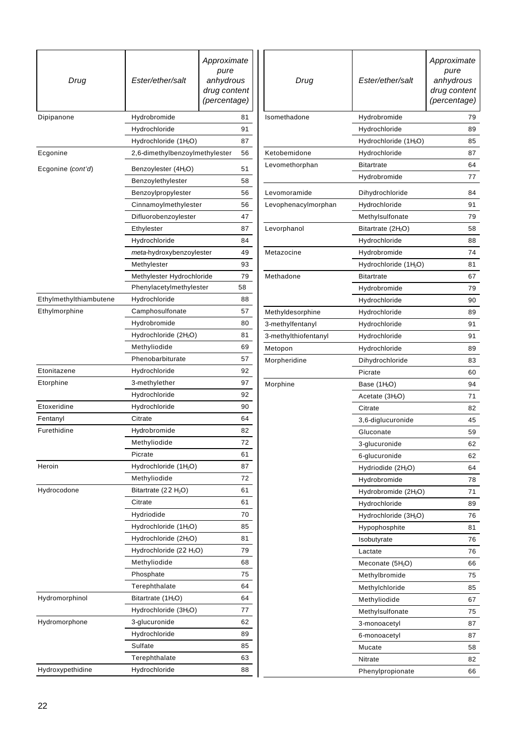| Drug | Ester/ether/salt | Approximate pure anhydrous drug content (percentage) |
|---|---|---|
| Dipipanone | Hydrobromide | 81 |
| | Hydrochloride | 91 |
| | Hydrochloride (1$H_2O$) | 87 |
| Ecgonine | 2,6-dimethylbenzoylmethylester | 56 |
| Ecgonine (*cont'd*) | Benzoylester (4$H_2O$) | 51 |
| | Benzoylethylester | 58 |
| | Benzoylpropylester | 56 |
| | Cinnamoylmethylester | 56 |
| | Difluorobenzoylester | 47 |
| | Ethylester | 87 |
| | Hydrochloride | 84 |
| | *meta*-hydroxybenzoylester | 49 |
| | Methylester | 93 |
| | Methylester Hydrochloride | 79 |
| | Phenylacetylmethylester | 58 |
| Ethylmethylthiambutene | Hydrochloride | 88 |
| Ethylmorphine | Camphosulfonate | 57 |
| | Hydrobromide | 80 |
| | Hydrochloride (2$H_2O$) | 81 |
| | Methyliodide | 69 |
| | Phenobarbiturate | 57 |
| Etonitazene | Hydrochloride | 92 |
| Etorphine | 3-methylether | 97 |
| | Hydrochloride | 92 |
| Etoxeridine | Hydrochloride | 90 |
| Fentanyl | Citrate | 64 |
| Furethidine | Hydrobromide | 82 |
| | Methyliodide | 72 |
| | Picrate | 61 |
| Heroin | Hydrochloride (1$H_2O$) | 87 |
| | Methyliodide | 72 |
| Hydrocodone | Bitartrate (22 $H_2O$) | 61 |
| | Citrate | 61 |
| | Hydriodide | 70 |
| | Hydrochloride (1$H_2O$) | 85 |
| | Hydrochloride (2$H_2O$) | 81 |
| | Hydrochloride (22 $H_2O$) | 79 |
| | Methyliodide | 68 |
| | Phosphate | 75 |
| | Terephthalate | 64 |
| Hydromorphinol | Bitartrate (1$H_2O$) | 64 |
| | Hydrochloride (3$H_2O$) | 77 |
| Hydromorphone | 3-glucuronide | 62 |
| | Hydrochloride | 89 |
| | Sulfate | 85 |
| | Terephthalate | 63 |
| Hydroxypethidine | Hydrochloride | 88 |
| Isomethadone | Hydrobromide | 79 |
| | Hydrochloride | 89 |
| | Hydrochloride (1$H_2O$) | 85 |
| Ketobemidone | Hydrochloride | 87 |
| Levomethorphan | Bitartrate | 64 |
| | Hydrobromide | 77 |
| Levomoramide | Dihydrochloride | 84 |
| Levophenacylmorphan | Hydrochloride | 91 |
| | Methylsulfonate | 79 |
| Levorphanol | Bitartrate (2$H_2O$) | 58 |
| | Hydrochloride | 88 |
| Metazocine | Hydrobromide | 74 |
| | Hydrochloride (1$H_2O$) | 81 |
| Methadone | Bitartrate | 67 |
| | Hydrobromide | 79 |
| | Hydrochloride | 90 |
| Methyldesorphine | Hydrochloride | 89 |
| 3-methylfentanyl | Hydrochloride | 91 |
| 3-methylthiofentanyl | Hydrochloride | 91 |
| Metopon | Hydrochloride | 89 |
| Morpheridine | Dihydrochloride | 83 |
| | Picrate | 60 |
| Morphine | Base (1$H_2O$) | 94 |
| | Acetate (3$H_2O$) | 71 |
| | Citrate | 82 |
| | 3,6-diglucuronide | 45 |
| | Gluconate | 59 |
| | 3-glucuronide | 62 |
| | 6-glucuronide | 62 |
| | Hydriodide (2$H_2O$) | 64 |
| | Hydrobromide | 78 |
| | Hydrobromide (2$H_2O$) | 71 |
| | Hydrochloride | 89 |
| | Hydrochloride (3$H_2O$) | 76 |
| | Hypophosphite | 81 |
| | Isobutyrate | 76 |
| | Lactate | 76 |
| | Meconate (5$H_2O$) | 66 |
| | Methylbromide | 75 |
| | Methylchloride | 85 |
| | Methyliodide | 67 |
| | Methylsulfonate | 75 |
| | 3-monoacetyl | 87 |
| | 6-monoacetyl | 87 |
| | Mucate | 58 |
| | Nitrate | 82 |
| | Phenylpropionate | 66 |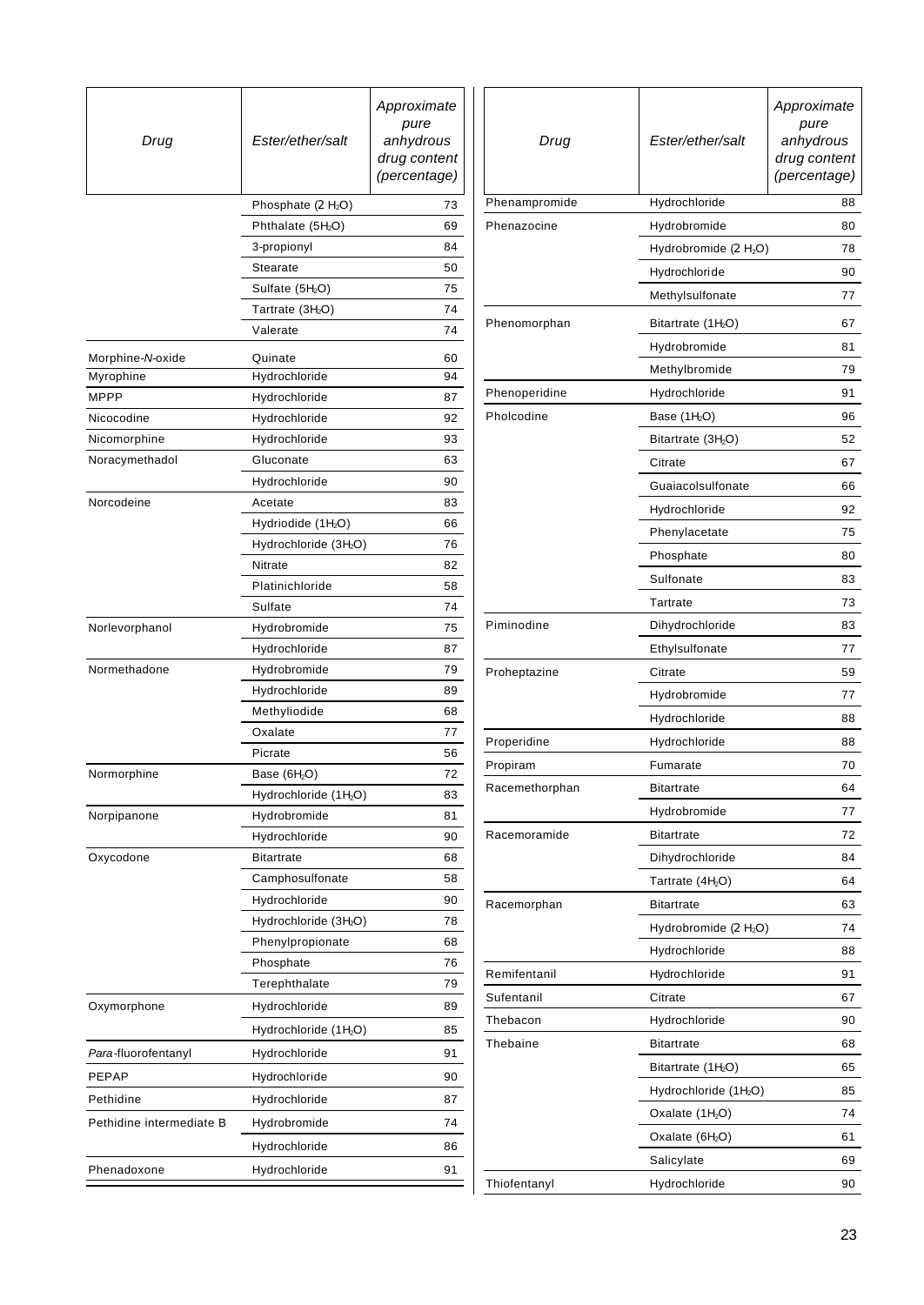| Drug | Ester/ether/salt | Approximate pure anhydrous drug content (percentage) |
|---|---|---|
| | Phosphate (2 $H_2O$) | 73 |
| | Phthalate (5$H_2O$) | 69 |
| | 3-propionyl | 84 |
| | Stearate | 50 |
| | Sulfate (5$H_2O$) | 75 |
| | Tartrate (3$H_2O$) | 74 |
| | Valerate | 74 |
| Morphine-*N*-oxide | Quinate | 60 |
| Myrophine | Hydrochloride | 94 |
| MPPP | Hydrochloride | 87 |
| Nicocodine | Hydrochloride | 92 |
| Nicomorphine | Hydrochloride | 93 |
| Noracymethadol | Gluconate | 63 |
| | Hydrochloride | 90 |
| Norcodeine | Acetate | 83 |
| | Hydriodide (1$H_2O$) | 66 |
| | Hydrochloride (3$H_2O$) | 76 |
| | Nitrate | 82 |
| | Platinichloride | 58 |
| | Sulfate | 74 |
| Norlevorphanol | Hydrobromide | 75 |
| | Hydrochloride | 87 |
| Normethadone | Hydrobromide | 79 |
| | Hydrochloride | 89 |
| | Methyliodide | 68 |
| | Oxalate | 77 |
| | Picrate | 56 |
| Normorphine | Base (6$H_2O$) | 72 |
| | Hydrochloride (1$H_2O$) | 83 |
| Norpipanone | Hydrobromide | 81 |
| | Hydrochloride | 90 |
| Oxycodone | Bitartrate | 68 |
| | Camphosulfonate | 58 |
| | Hydrochloride | 90 |
| | Hydrochloride (3$H_2O$) | 78 |
| | Phenylpropionate | 68 |
| | Phosphate | 76 |
| | Terephthalate | 79 |
| Oxymorphone | Hydrochloride | 89 |
| | Hydrochloride (1$H_2O$) | 85 |
| *Para*-fluorofentanyl | Hydrochloride | 91 |
| PEPAP | Hydrochloride | 90 |
| Pethidine | Hydrochloride | 87 |
| Pethidine intermediate B | Hydrobromide | 74 |
| | Hydrochloride | 86 |
| Phenadoxone | Hydrochloride | 91 |
| Phenampromide | Hydrochloride | 88 |
| Phenazocine | Hydrobromide | 80 |
| | Hydrobromide (2 $H_2O$) | 78 |
| | Hydrochloride | 90 |
| | Methylsulfonate | 77 |
| Phenomorphan | Bitartrate (1$H_2O$) | 67 |
| | Hydrobromide | 81 |
| | Methylbromide | 79 |
| Phenoperidine | Hydrochloride | 91 |
| Pholcodine | Base (1$H_2O$) | 96 |
| | Bitartrate (3$H_2O$) | 52 |
| | Citrate | 67 |
| | Guaiacolsulfonate | 66 |
| | Hydrochloride | 92 |
| | Phenylacetate | 75 |
| | Phosphate | 80 |
| | Sulfonate | 83 |
| | Tartrate | 73 |
| Piminodine | Dihydrochloride | 83 |
| | Ethylsulfonate | 77 |
| Proheptazine | Citrate | 59 |
| | Hydrobromide | 77 |
| | Hydrochloride | 88 |
| Properidine | Hydrochloride | 88 |
| Propiram | Fumarate | 70 |
| Racemethorphan | Bitartrate | 64 |
| | Hydrobromide | 77 |
| Racemoramide | Bitartrate | 72 |
| | Dihydrochloride | 84 |
| | Tartrate (4$H_2O$) | 64 |
| Racemorphan | Bitartrate | 63 |
| | Hydrobromide (2 $H_2O$) | 74 |
| | Hydrochloride | 88 |
| Remifentanil | Hydrochloride | 91 |
| Sufentanil | Citrate | 67 |
| Thebacon | Hydrochloride | 90 |
| Thebaine | Bitartrate | 68 |
| | Bitartrate (1$H_2O$) | 65 |
| | Hydrochloride (1$H_2O$) | 85 |
| | Oxalate (1$H_2O$) | 74 |
| | Oxalate (6$H_2O$) | 61 |
| | Salicylate | 69 |
| Thiofentanyl | Hydrochloride | 90 |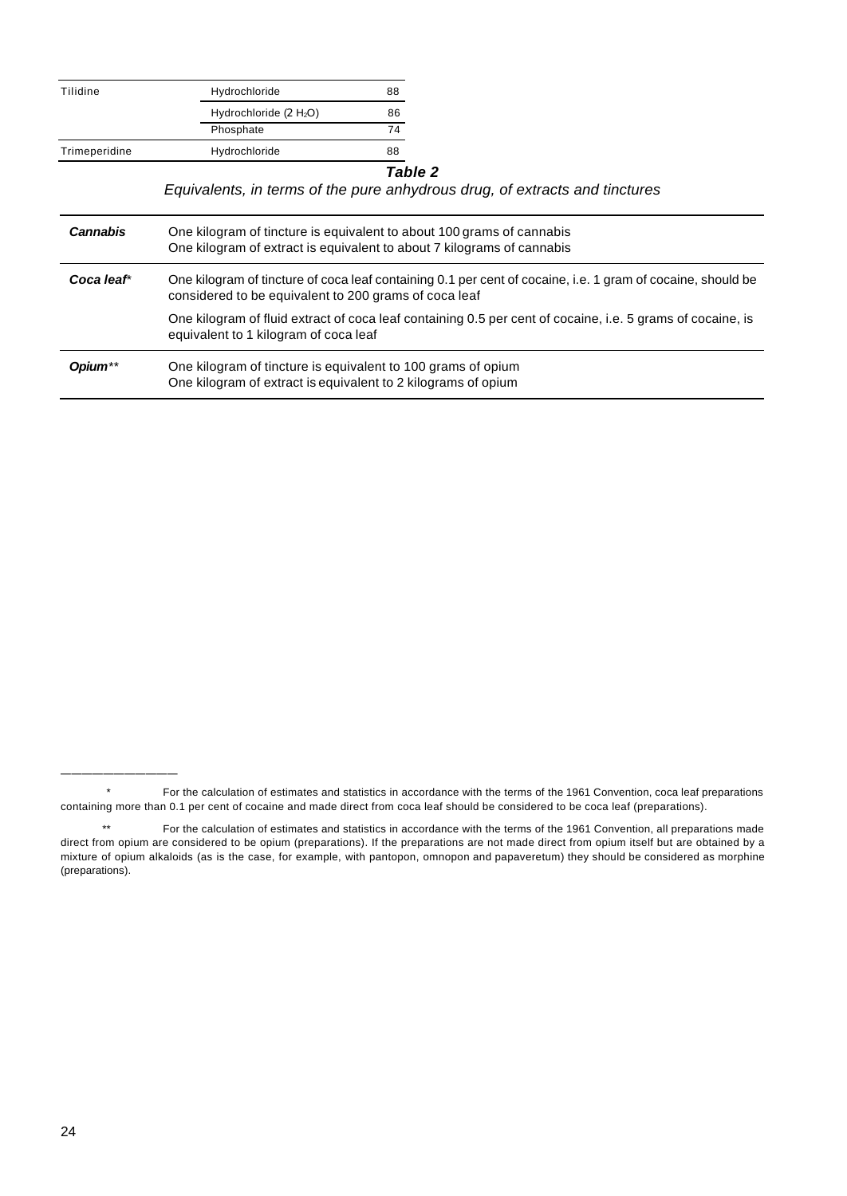| | | |
|---|---|---|
| Tilidine | Hydrochloride | 88 |
| | Hydrochloride (2 $H_2O$) | 86 |
| | Phosphate | 74 |
| Trimeperidine | Hydrochloride | 88 |

***Table 2***

*Equivalents, in terms of the pure anhydrous drug, of extracts and tinctures*

| | |
|---|---|
| ***Cannabis*** | One kilogram of tincture is equivalent to about 100 grams of cannabis<br>One kilogram of extract is equivalent to about 7 kilograms of cannabis |
| ***Coca leaf**** | One kilogram of tincture of coca leaf containing 0.1 per cent of cocaine, i.e. 1 gram of cocaine, should be considered to be equivalent to 200 grams of coca leaf<br>One kilogram of fluid extract of coca leaf containing 0.5 per cent of cocaine, i.e. 5 grams of cocaine, is equivalent to 1 kilogram of coca leaf |
| ***Opium**** | One kilogram of tincture is equivalent to 100 grams of opium<br>One kilogram of extract is equivalent to 2 kilograms of opium |

---

\* For the calculation of estimates and statistics in accordance with the terms of the 1961 Convention, coca leaf preparations containing more than 0.1 per cent of cocaine and made direct from coca leaf should be considered to be coca leaf (preparations).

\*\* For the calculation of estimates and statistics in accordance with the terms of the 1961 Convention, all preparations made direct from opium are considered to be opium (preparations). If the preparations are not made direct from opium itself but are obtained by a mixture of opium alkaloids (as is the case, for example, with pantopon, omnopon and papaveretum) they should be considered as morphine (preparations).